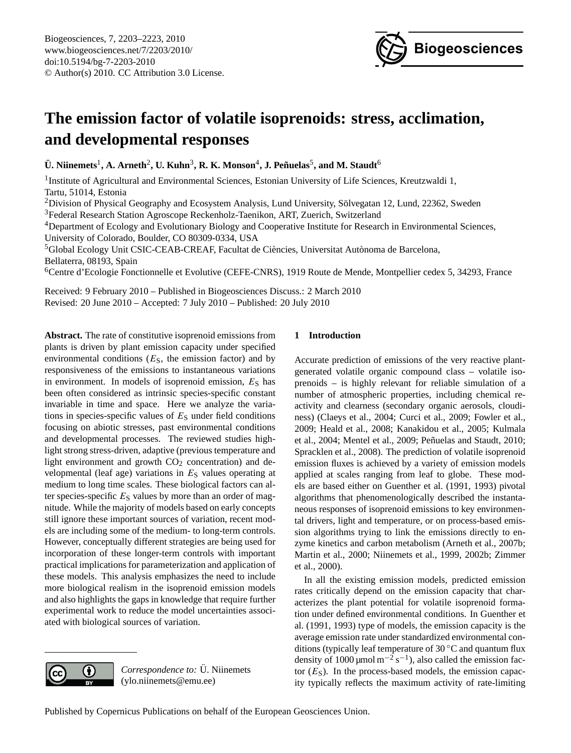# The emission factor of volatile isoprenoids: stress, acclimation, and developmental responses

**Ü. Niinemets[1], A. Arneth[2], U. Kuhn[3], R. K. Monson[4], J. Peñuelas[5], and M. Staudt[6]**

[1]Institute of Agricultural and Environmental Sciences, Estonian University of Life Sciences, Kreutzwaldi 1, Tartu, 51014, Estonia
[2]Division of Physical Geography and Ecosystem Analysis, Lund University, Sölvegatan 12, Lund, 22362, Sweden
[3]Federal Research Station Agroscope Reckenholz-Taenikon, ART, Zuerich, Switzerland
[4]Department of Ecology and Evolutionary Biology and Cooperative Institute for Research in Environmental Sciences, University of Colorado, Boulder, CO 80309-0334, USA
[5]Global Ecology Unit CSIC-CEAB-CREAF, Facultat de Ciències, Universitat Autònoma de Barcelona, Bellaterra, 08193, Spain
[6]Centre d'Ecologie Fonctionnelle et Evolutive (CEFE-CNRS), 1919 Route de Mende, Montpellier cedex 5, 34293, France

Received: 9 February 2010 – Published in Biogeosciences Discuss.: 2 March 2010
Revised: 20 June 2010 – Accepted: 7 July 2010 – Published: 20 July 2010

**Abstract.** The rate of constitutive isoprenoid emissions from plants is driven by plant emission capacity under specified environmental conditions ($E_S$, the emission factor) and by responsiveness of the emissions to instantaneous variations in environment. In models of isoprenoid emission, $E_S$ has been often considered as intrinsic species-specific constant invariable in time and space. Here we analyze the variations in species-specific values of $E_S$ under field conditions focusing on abiotic stresses, past environmental conditions and developmental processes. The reviewed studies highlight strong stress-driven, adaptive (previous temperature and light environment and growth $CO_2$ concentration) and developmental (leaf age) variations in $E_S$ values operating at medium to long time scales. These biological factors can alter species-specific $E_S$ values by more than an order of magnitude. While the majority of models based on early concepts still ignore these important sources of variation, recent models are including some of the medium- to long-term controls. However, conceptually different strategies are being used for incorporation of these longer-term controls with important practical implications for parameterization and application of these models. This analysis emphasizes the need to include more biological realism in the isoprenoid emission models and also highlights the gaps in knowledge that require further experimental work to reduce the model uncertainties associated with biological sources of variation.

*Correspondence to:* Ü. Niinemets (ylo.niinemets@emu.ee)

## 1 Introduction

Accurate prediction of emissions of the very reactive plant-generated volatile organic compound class – volatile isoprenoids – is highly relevant for reliable simulation of a number of atmospheric properties, including chemical reactivity and clearness (secondary organic aerosols, cloudiness) (Claeys et al., 2004; Curci et al., 2009; Fowler et al., 2009; Heald et al., 2008; Kanakidou et al., 2005; Kulmala et al., 2004; Mentel et al., 2009; Peñuelas and Staudt, 2010; Spracklen et al., 2008). The prediction of volatile isoprenoid emission fluxes is achieved by a variety of emission models applied at scales ranging from leaf to globe. These models are based either on Guenther et al. (1991, 1993) pivotal algorithms that phenomenologically described the instantaneous responses of isoprenoid emissions to key environmental drivers, light and temperature, or on process-based emission algorithms trying to link the emissions directly to enzyme kinetics and carbon metabolism (Arneth et al., 2007b; Martin et al., 2000; Niinemets et al., 1999, 2002b; Zimmer et al., 2000).

In all the existing emission models, predicted emission rates critically depend on the emission capacity that characterizes the plant potential for volatile isoprenoid formation under defined environmental conditions. In Guenther et al. (1991, 1993) type of models, the emission capacity is the average emission rate under standardized environmental conditions (typically leaf temperature of 30 °C and quantum flux density of 1000 µmol m$^{-2}$ s$^{-1}$), also called the emission factor ($E_S$). In the process-based models, the emission capacity typically reflects the maximum activity of rate-limiting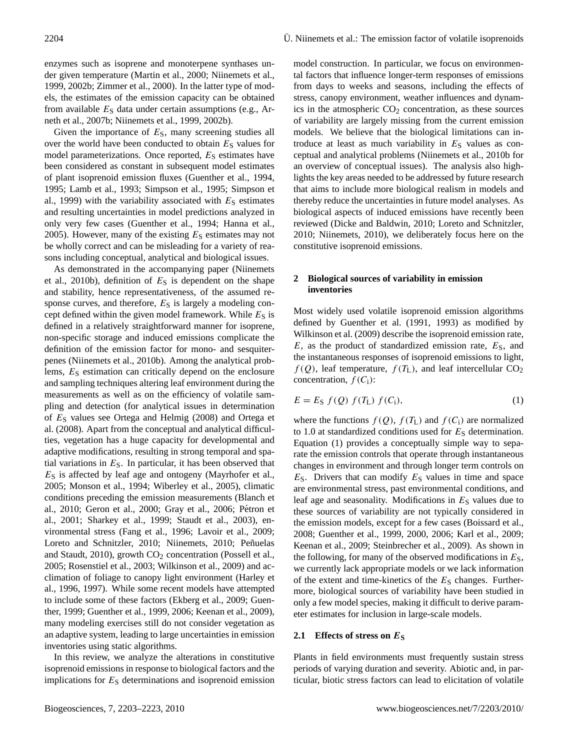enzymes such as isoprene and monoterpene synthases under given temperature (Martin et al., 2000; Niinemets et al., 1999, 2002b; Zimmer et al., 2000). In the latter type of models, the estimates of the emission capacity can be obtained from available $E_S$ data under certain assumptions (e.g., Arneth et al., 2007b; Niinemets et al., 1999, 2002b).

Given the importance of $E_S$, many screening studies all over the world have been conducted to obtain $E_S$ values for model parameterizations. Once reported, $E_S$ estimates have been considered as constant in subsequent model estimates of plant isoprenoid emission fluxes (Guenther et al., 1994, 1995; Lamb et al., 1993; Simpson et al., 1995; Simpson et al., 1999) with the variability associated with $E_S$ estimates and resulting uncertainties in model predictions analyzed in only very few cases (Guenther et al., 1994; Hanna et al., 2005). However, many of the existing $E_S$ estimates may not be wholly correct and can be misleading for a variety of reasons including conceptual, analytical and biological issues.

As demonstrated in the accompanying paper (Niinemets et al., 2010b), definition of $E_S$ is dependent on the shape and stability, hence representativeness, of the assumed response curves, and therefore, $E_S$ is largely a modeling concept defined within the given model framework. While $E_S$ is defined in a relatively straightforward manner for isoprene, non-specific storage and induced emissions complicate the definition of the emission factor for mono- and sesquiterpenes (Niinemets et al., 2010b). Among the analytical problems, $E_S$ estimation can critically depend on the enclosure and sampling techniques altering leaf environment during the measurements as well as on the efficiency of volatile sampling and detection (for analytical issues in determination of $E_S$ values see Ortega and Helmig (2008) and Ortega et al. (2008). Apart from the conceptual and analytical difficulties, vegetation has a huge capacity for developmental and adaptive modifications, resulting in strong temporal and spatial variations in $E_S$. In particular, it has been observed that $E_S$ is affected by leaf age and ontogeny (Mayrhofer et al., 2005; Monson et al., 1994; Wiberley et al., 2005), climatic conditions preceding the emission measurements (Blanch et al., 2010; Geron et al., 2000; Gray et al., 2006; Pétron et al., 2001; Sharkey et al., 1999; Staudt et al., 2003), environmental stress (Fang et al., 1996; Lavoir et al., 2009; Loreto and Schnitzler, 2010; Niinemets, 2010; Peñuelas and Staudt, 2010), growth $CO_2$ concentration (Possell et al., 2005; Rosenstiel et al., 2003; Wilkinson et al., 2009) and acclimation of foliage to canopy light environment (Harley et al., 1996, 1997). While some recent models have attempted to include some of these factors (Ekberg et al., 2009; Guenther, 1999; Guenther et al., 1999, 2006; Keenan et al., 2009), many modeling exercises still do not consider vegetation as an adaptive system, leading to large uncertainties in emission inventories using static algorithms.

In this review, we analyze the alterations in constitutive isoprenoid emissions in response to biological factors and the implications for $E_S$ determinations and isoprenoid emission model construction. In particular, we focus on environmental factors that influence longer-term responses of emissions from days to weeks and seasons, including the effects of stress, canopy environment, weather influences and dynamics in the atmospheric $CO_2$ concentration, as these sources of variability are largely missing from the current emission models. We believe that the biological limitations can introduce at least as much variability in $E_S$ values as conceptual and analytical problems (Niinemets et al., 2010b for an overview of conceptual issues). The analysis also highlights the key areas needed to be addressed by future research that aims to include more biological realism in models and thereby reduce the uncertainties in future model analyses. As biological aspects of induced emissions have recently been reviewed (Dicke and Baldwin, 2010; Loreto and Schnitzler, 2010; Niinemets, 2010), we deliberately focus here on the constitutive isoprenoid emissions.

## 2 Biological sources of variability in emission inventories

Most widely used volatile isoprenoid emission algorithms defined by Guenther et al. (1991, 1993) as modified by Wilkinson et al. (2009) describe the isoprenoid emission rate, $E$, as the product of standardized emission rate, $E_S$, and the instantaneous responses of isoprenoid emissions to light, $f(Q)$, leaf temperature, $f(T_L)$, and leaf intercellular $CO_2$ concentration, $f(C_i)$:

$$E = E_S\ f(Q)\ f(T_L)\ f(C_i), \tag{1}$$

where the functions $f(Q)$, $f(T_L)$ and $f(C_i)$ are normalized to 1.0 at standardized conditions used for $E_S$ determination. Equation (1) provides a conceptually simple way to separate the emission controls that operate through instantaneous changes in environment and through longer term controls on $E_S$. Drivers that can modify $E_S$ values in time and space are environmental stress, past environmental conditions, and leaf age and seasonality. Modifications in $E_S$ values due to these sources of variability are not typically considered in the emission models, except for a few cases (Boissard et al., 2008; Guenther et al., 1999, 2000, 2006; Karl et al., 2009; Keenan et al., 2009; Steinbrecher et al., 2009). As shown in the following, for many of the observed modifications in $E_S$, we currently lack appropriate models or we lack information of the extent and time-kinetics of the $E_S$ changes. Furthermore, biological sources of variability have been studied in only a few model species, making it difficult to derive parameter estimates for inclusion in large-scale models.

### 2.1 Effects of stress on $E_S$

Plants in field environments must frequently sustain stress periods of varying duration and severity. Abiotic and, in particular, biotic stress factors can lead to elicitation of volatile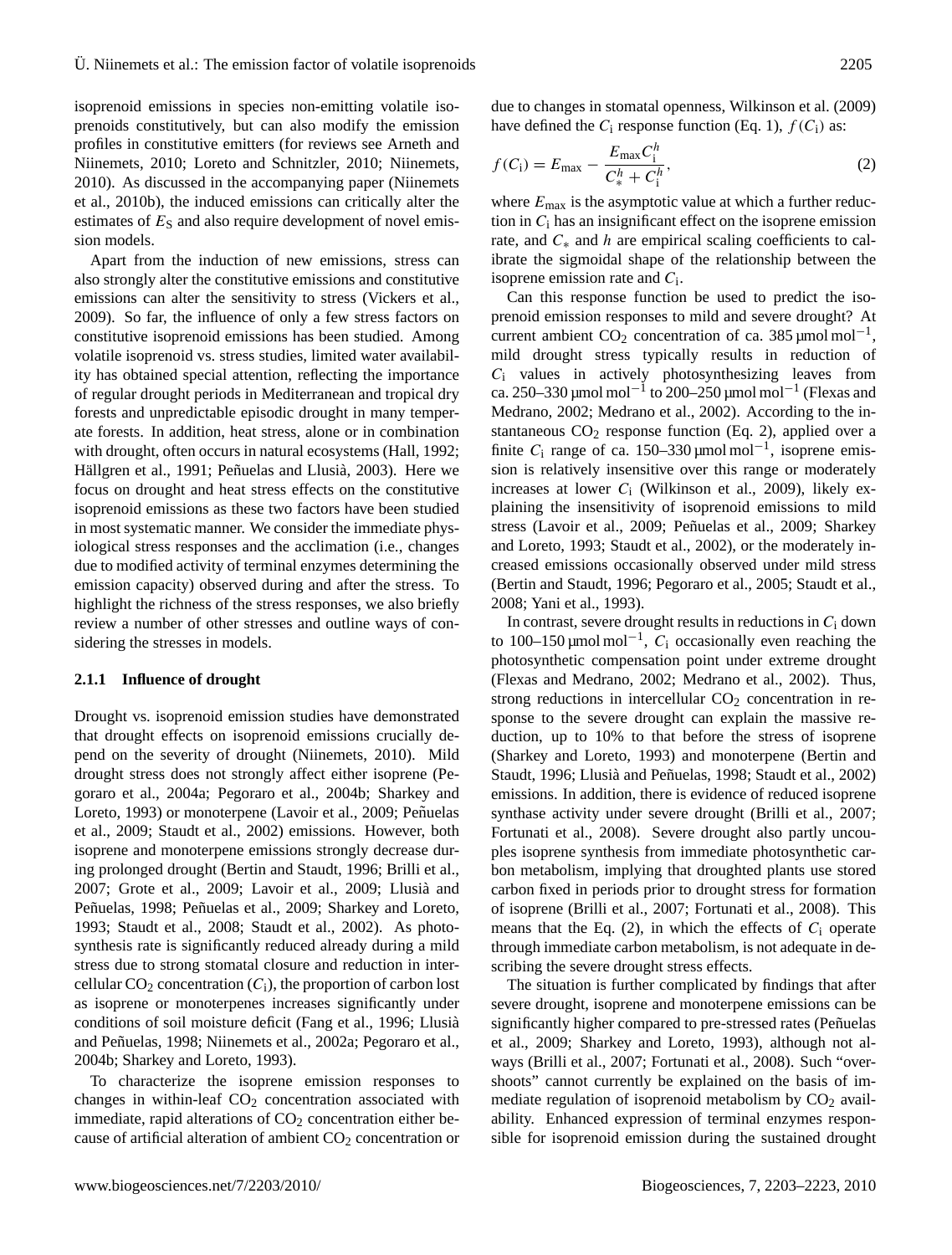isoprenoid emissions in species non-emitting volatile isoprenoids constitutively, but can also modify the emission profiles in constitutive emitters (for reviews see Arneth and Niinemets, 2010; Loreto and Schnitzler, 2010; Niinemets, 2010). As discussed in the accompanying paper (Niinemets et al., 2010b), the induced emissions can critically alter the estimates of $E_S$ and also require development of novel emission models.

Apart from the induction of new emissions, stress can also strongly alter the constitutive emissions and constitutive emissions can alter the sensitivity to stress (Vickers et al., 2009). So far, the influence of only a few stress factors on constitutive isoprenoid emissions has been studied. Among volatile isoprenoid vs. stress studies, limited water availability has obtained special attention, reflecting the importance of regular drought periods in Mediterranean and tropical dry forests and unpredictable episodic drought in many temperate forests. In addition, heat stress, alone or in combination with drought, often occurs in natural ecosystems (Hall, 1992; Hällgren et al., 1991; Peñuelas and Llusià, 2003). Here we focus on drought and heat stress effects on the constitutive isoprenoid emissions as these two factors have been studied in most systematic manner. We consider the immediate physiological stress responses and the acclimation (i.e., changes due to modified activity of terminal enzymes determining the emission capacity) observed during and after the stress. To highlight the richness of the stress responses, we also briefly review a number of other stresses and outline ways of considering the stresses in models.

#### 2.1.1 Influence of drought

Drought vs. isoprenoid emission studies have demonstrated that drought effects on isoprenoid emissions crucially depend on the severity of drought (Niinemets, 2010). Mild drought stress does not strongly affect either isoprene (Pegoraro et al., 2004a; Pegoraro et al., 2004b; Sharkey and Loreto, 1993) or monoterpene (Lavoir et al., 2009; Peñuelas et al., 2009; Staudt et al., 2002) emissions. However, both isoprene and monoterpene emissions strongly decrease during prolonged drought (Bertin and Staudt, 1996; Brilli et al., 2007; Grote et al., 2009; Lavoir et al., 2009; Llusià and Peñuelas, 1998; Peñuelas et al., 2009; Sharkey and Loreto, 1993; Staudt et al., 2008; Staudt et al., 2002). As photosynthesis rate is significantly reduced already during a mild stress due to strong stomatal closure and reduction in intercellular $CO_2$ concentration ($C_i$), the proportion of carbon lost as isoprene or monoterpenes increases significantly under conditions of soil moisture deficit (Fang et al., 1996; Llusià and Peñuelas, 1998; Niinemets et al., 2002a; Pegoraro et al., 2004b; Sharkey and Loreto, 1993).

To characterize the isoprene emission responses to changes in within-leaf $CO_2$ concentration associated with immediate, rapid alterations of $CO_2$ concentration either because of artificial alteration of ambient $CO_2$ concentration or due to changes in stomatal openness, Wilkinson et al. (2009) have defined the $C_i$ response function (Eq. 1), $f(C_i)$ as:

$$f(C_i) = E_{max} - \frac{E_{max} C_i^h}{C_*^h + C_i^h}, \tag{2}$$

where $E_{max}$ is the asymptotic value at which a further reduction in $C_i$ has an insignificant effect on the isoprene emission rate, and $C_*$ and $h$ are empirical scaling coefficients to calibrate the sigmoidal shape of the relationship between the isoprene emission rate and $C_i$.

Can this response function be used to predict the isoprenoid emission responses to mild and severe drought? At current ambient $CO_2$ concentration of ca. 385 µmol mol$^{-1}$, mild drought stress typically results in reduction of $C_i$ values in actively photosynthesizing leaves from ca. 250–330 µmol mol$^{-1}$ to 200–250 µmol mol$^{-1}$ (Flexas and Medrano, 2002; Medrano et al., 2002). According to the instantaneous $CO_2$ response function (Eq. 2), applied over a finite $C_i$ range of ca. 150–330 µmol mol$^{-1}$, isoprene emission is relatively insensitive over this range or moderately increases at lower $C_i$ (Wilkinson et al., 2009), likely explaining the insensitivity of isoprenoid emissions to mild stress (Lavoir et al., 2009; Peñuelas et al., 2009; Sharkey and Loreto, 1993; Staudt et al., 2002), or the moderately increased emissions occasionally observed under mild stress (Bertin and Staudt, 1996; Pegoraro et al., 2005; Staudt et al., 2008; Yani et al., 1993).

In contrast, severe drought results in reductions in $C_i$ down to 100–150 µmol mol$^{-1}$, $C_i$ occasionally even reaching the photosynthetic compensation point under extreme drought (Flexas and Medrano, 2002; Medrano et al., 2002). Thus, strong reductions in intercellular $CO_2$ concentration in response to the severe drought can explain the massive reduction, up to 10% to that before the stress of isoprene (Sharkey and Loreto, 1993) and monoterpene (Bertin and Staudt, 1996; Llusià and Peñuelas, 1998; Staudt et al., 2002) emissions. In addition, there is evidence of reduced isoprene synthase activity under severe drought (Brilli et al., 2007; Fortunati et al., 2008). Severe drought also partly uncouples isoprene synthesis from immediate photosynthetic carbon metabolism, implying that droughted plants use stored carbon fixed in periods prior to drought stress for formation of isoprene (Brilli et al., 2007; Fortunati et al., 2008). This means that the Eq. (2), in which the effects of $C_i$ operate through immediate carbon metabolism, is not adequate in describing the severe drought stress effects.

The situation is further complicated by findings that after severe drought, isoprene and monoterpene emissions can be significantly higher compared to pre-stressed rates (Peñuelas et al., 2009; Sharkey and Loreto, 1993), although not always (Brilli et al., 2007; Fortunati et al., 2008). Such "overshoots" cannot currently be explained on the basis of immediate regulation of isoprenoid metabolism by $CO_2$ availability. Enhanced expression of terminal enzymes responsible for isoprenoid emission during the sustained drought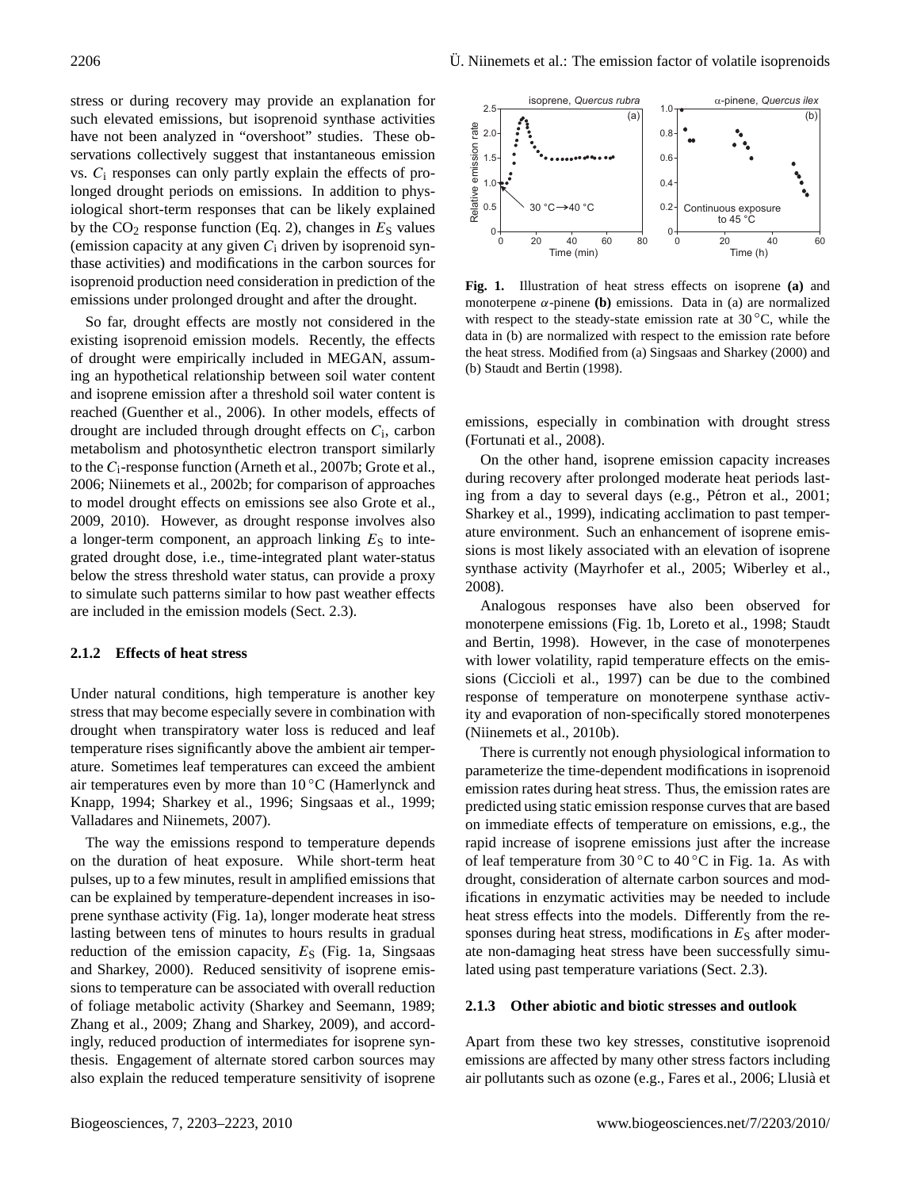stress or during recovery may provide an explanation for such elevated emissions, but isoprenoid synthase activities have not been analyzed in "overshoot" studies. These observations collectively suggest that instantaneous emission vs. $C_i$ responses can only partly explain the effects of prolonged drought periods on emissions. In addition to physiological short-term responses that can be likely explained by the $CO_2$ response function (Eq. 2), changes in $E_S$ values (emission capacity at any given $C_i$ driven by isoprenoid synthase activities) and modifications in the carbon sources for isoprenoid production need consideration in prediction of the emissions under prolonged drought and after the drought.

So far, drought effects are mostly not considered in the existing isoprenoid emission models. Recently, the effects of drought were empirically included in MEGAN, assuming an hypothetical relationship between soil water content and isoprene emission after a threshold soil water content is reached (Guenther et al., 2006). In other models, effects of drought are included through drought effects on $C_i$, carbon metabolism and photosynthetic electron transport similarly to the $C_i$-response function (Arneth et al., 2007b; Grote et al., 2006; Niinemets et al., 2002b; for comparison of approaches to model drought effects on emissions see also Grote et al., 2009, 2010). However, as drought response involves also a longer-term component, an approach linking $E_S$ to integrated drought dose, i.e., time-integrated plant water-status below the stress threshold water status, can provide a proxy to simulate such patterns similar to how past weather effects are included in the emission models (Sect. 2.3).

### 2.1.2 Effects of heat stress

Under natural conditions, high temperature is another key stress that may become especially severe in combination with drought when transpiratory water loss is reduced and leaf temperature rises significantly above the ambient air temperature. Sometimes leaf temperatures can exceed the ambient air temperatures even by more than 10 °C (Hamerlynck and Knapp, 1994; Sharkey et al., 1996; Singsaas et al., 1999; Valladares and Niinemets, 2007).

The way the emissions respond to temperature depends on the duration of heat exposure. While short-term heat pulses, up to a few minutes, result in amplified emissions that can be explained by temperature-dependent increases in isoprene synthase activity (Fig. 1a), longer moderate heat stress lasting between tens of minutes to hours results in gradual reduction of the emission capacity, $E_S$ (Fig. 1a, Singsaas and Sharkey, 2000). Reduced sensitivity of isoprene emissions to temperature can be associated with overall reduction of foliage metabolic activity (Sharkey and Seemann, 1989; Zhang et al., 2009; Zhang and Sharkey, 2009), and accordingly, reduced production of intermediates for isoprene synthesis. Engagement of alternate stored carbon sources may also explain the reduced temperature sensitivity of isoprene emissions, especially in combination with drought stress (Fortunati et al., 2008).

**Fig. 1.** Illustration of heat stress effects on isoprene **(a)** and monoterpene $\alpha$-pinene **(b)** emissions. Data in (a) are normalized with respect to the steady-state emission rate at 30 °C, while the data in (b) are normalized with respect to the emission rate before the heat stress. Modified from (a) Singsaas and Sharkey (2000) and (b) Staudt and Bertin (1998).

On the other hand, isoprene emission capacity increases during recovery after prolonged moderate heat periods lasting from a day to several days (e.g., Pétron et al., 2001; Sharkey et al., 1999), indicating acclimation to past temperature environment. Such an enhancement of isoprene emissions is most likely associated with an elevation of isoprene synthase activity (Mayrhofer et al., 2005; Wiberley et al., 2008).

Analogous responses have also been observed for monoterpene emissions (Fig. 1b, Loreto et al., 1998; Staudt and Bertin, 1998). However, in the case of monoterpenes with lower volatility, rapid temperature effects on the emissions (Ciccioli et al., 1997) can be due to the combined response of temperature on monoterpene synthase activity and evaporation of non-specifically stored monoterpenes (Niinemets et al., 2010b).

There is currently not enough physiological information to parameterize the time-dependent modifications in isoprenoid emission rates during heat stress. Thus, the emission rates are predicted using static emission response curves that are based on immediate effects of temperature on emissions, e.g., the rapid increase of isoprene emissions just after the increase of leaf temperature from 30 °C to 40 °C in Fig. 1a. As with drought, consideration of alternate carbon sources and modifications in enzymatic activities may be needed to include heat stress effects into the models. Differently from the responses during heat stress, modifications in $E_S$ after moderate non-damaging heat stress have been successfully simulated using past temperature variations (Sect. 2.3).

### 2.1.3 Other abiotic and biotic stresses and outlook

Apart from these two key stresses, constitutive isoprenoid emissions are affected by many other stress factors including air pollutants such as ozone (e.g., Fares et al., 2006; Llusià et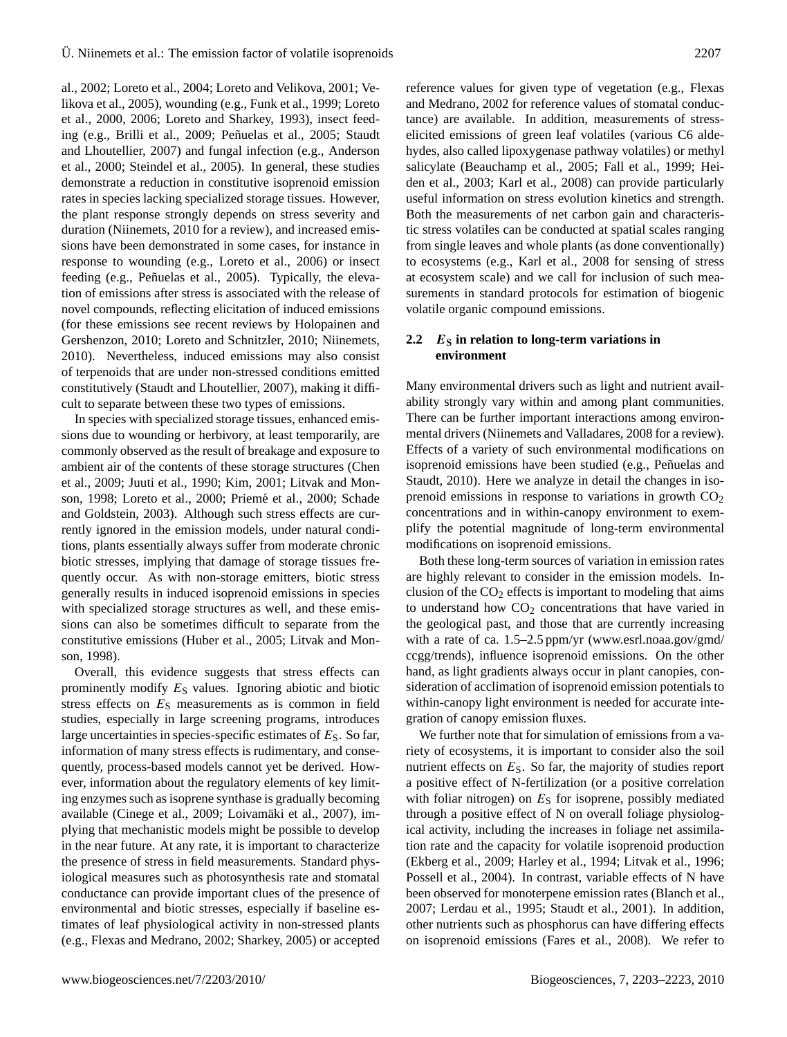al., 2002; Loreto et al., 2004; Loreto and Velikova, 2001; Velikova et al., 2005), wounding (e.g., Funk et al., 1999; Loreto et al., 2000, 2006; Loreto and Sharkey, 1993), insect feeding (e.g., Brilli et al., 2009; Peñuelas et al., 2005; Staudt and Lhoutellier, 2007) and fungal infection (e.g., Anderson et al., 2000; Steindel et al., 2005). In general, these studies demonstrate a reduction in constitutive isoprenoid emission rates in species lacking specialized storage tissues. However, the plant response strongly depends on stress severity and duration (Niinemets, 2010 for a review), and increased emissions have been demonstrated in some cases, for instance in response to wounding (e.g., Loreto et al., 2006) or insect feeding (e.g., Peñuelas et al., 2005). Typically, the elevation of emissions after stress is associated with the release of novel compounds, reflecting elicitation of induced emissions (for these emissions see recent reviews by Holopainen and Gershenzon, 2010; Loreto and Schnitzler, 2010; Niinemets, 2010). Nevertheless, induced emissions may also consist of terpenoids that are under non-stressed conditions emitted constitutively (Staudt and Lhoutellier, 2007), making it difficult to separate between these two types of emissions.

In species with specialized storage tissues, enhanced emissions due to wounding or herbivory, at least temporarily, are commonly observed as the result of breakage and exposure to ambient air of the contents of these storage structures (Chen et al., 2009; Juuti et al., 1990; Kim, 2001; Litvak and Monson, 1998; Loreto et al., 2000; Priemé et al., 2000; Schade and Goldstein, 2003). Although such stress effects are currently ignored in the emission models, under natural conditions, plants essentially always suffer from moderate chronic biotic stresses, implying that damage of storage tissues frequently occur. As with non-storage emitters, biotic stress generally results in induced isoprenoid emissions in species with specialized storage structures as well, and these emissions can also be sometimes difficult to separate from the constitutive emissions (Huber et al., 2005; Litvak and Monson, 1998).

Overall, this evidence suggests that stress effects can prominently modify $E_S$ values. Ignoring abiotic and biotic stress effects on $E_S$ measurements as is common in field studies, especially in large screening programs, introduces large uncertainties in species-specific estimates of $E_S$. So far, information of many stress effects is rudimentary, and consequently, process-based models cannot yet be derived. However, information about the regulatory elements of key limiting enzymes such as isoprene synthase is gradually becoming available (Cinege et al., 2009; Loivamäki et al., 2007), implying that mechanistic models might be possible to develop in the near future. At any rate, it is important to characterize the presence of stress in field measurements. Standard physiological measures such as photosynthesis rate and stomatal conductance can provide important clues of the presence of environmental and biotic stresses, especially if baseline estimates of leaf physiological activity in non-stressed plants (e.g., Flexas and Medrano, 2002; Sharkey, 2005) or accepted reference values for given type of vegetation (e.g., Flexas and Medrano, 2002 for reference values of stomatal conductance) are available. In addition, measurements of stress-elicited emissions of green leaf volatiles (various C6 aldehydes, also called lipoxygenase pathway volatiles) or methyl salicylate (Beauchamp et al., 2005; Fall et al., 1999; Heiden et al., 2003; Karl et al., 2008) can provide particularly useful information on stress evolution kinetics and strength. Both the measurements of net carbon gain and characteristic stress volatiles can be conducted at spatial scales ranging from single leaves and whole plants (as done conventionally) to ecosystems (e.g., Karl et al., 2008 for sensing of stress at ecosystem scale) and we call for inclusion of such measurements in standard protocols for estimation of biogenic volatile organic compound emissions.

### 2.2 $E_S$ in relation to long-term variations in environment

Many environmental drivers such as light and nutrient availability strongly vary within and among plant communities. There can be further important interactions among environmental drivers (Niinemets and Valladares, 2008 for a review). Effects of a variety of such environmental modifications on isoprenoid emissions have been studied (e.g., Peñuelas and Staudt, 2010). Here we analyze in detail the changes in isoprenoid emissions in response to variations in growth $CO_2$ concentrations and in within-canopy environment to exemplify the potential magnitude of long-term environmental modifications on isoprenoid emissions.

Both these long-term sources of variation in emission rates are highly relevant to consider in the emission models. Inclusion of the $CO_2$ effects is important to modeling that aims to understand how $CO_2$ concentrations that have varied in the geological past, and those that are currently increasing with a rate of ca. 1.5–2.5 ppm/yr (www.esrl.noaa.gov/gmd/ccgg/trends), influence isoprenoid emissions. On the other hand, as light gradients always occur in plant canopies, consideration of acclimation of isoprenoid emission potentials to within-canopy light environment is needed for accurate integration of canopy emission fluxes.

We further note that for simulation of emissions from a variety of ecosystems, it is important to consider also the soil nutrient effects on $E_S$. So far, the majority of studies report a positive effect of N-fertilization (or a positive correlation with foliar nitrogen) on $E_S$ for isoprene, possibly mediated through a positive effect of N on overall foliage physiological activity, including the increases in foliage net assimilation rate and the capacity for volatile isoprenoid production (Ekberg et al., 2009; Harley et al., 1994; Litvak et al., 1996; Possell et al., 2004). In contrast, variable effects of N have been observed for monoterpene emission rates (Blanch et al., 2007; Lerdau et al., 1995; Staudt et al., 2001). In addition, other nutrients such as phosphorus can have differing effects on isoprenoid emissions (Fares et al., 2008). We refer to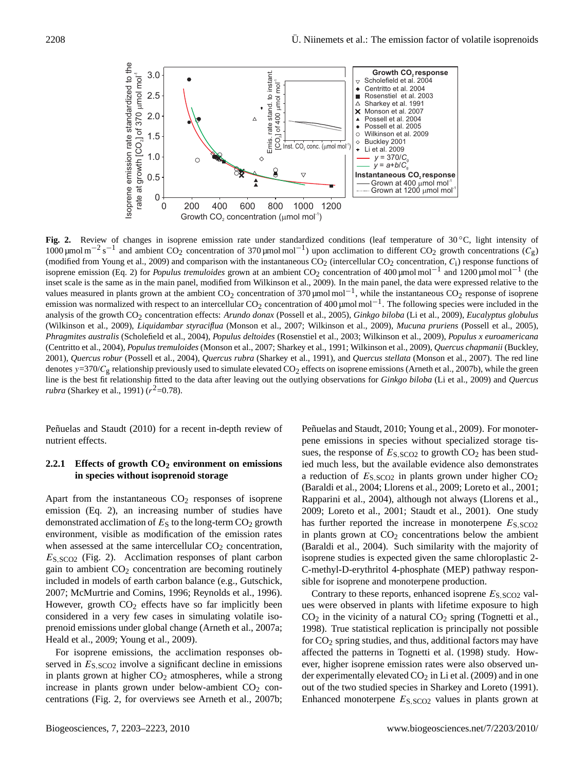**Fig. 2.** Review of changes in isoprene emission rate under standardized conditions (leaf temperature of 30 °C, light intensity of 1000 µmol m$^{-2}$ s$^{-1}$ and ambient $CO_2$ concentration of 370 µmol mol$^{-1}$) upon acclimation to different $CO_2$ growth concentrations ($C_g$) (modified from Young et al., 2009) and comparison with the instantaneous $CO_2$ (intercellular $CO_2$ concentration, $C_i$) response functions of isoprene emission (Eq. 2) for *Populus tremuloides* grown at an ambient $CO_2$ concentration of 400 µmol mol$^{-1}$ and 1200 µmol mol$^{-1}$ (the inset scale is the same as in the main panel, modified from Wilkinson et al., 2009). In the main panel, the data were expressed relative to the values measured in plants grown at the ambient $CO_2$ concentration of 370 µmol mol$^{-1}$, while the instantaneous $CO_2$ response of isoprene emission was normalized with respect to an intercellular $CO_2$ concentration of 400 µmol mol$^{-1}$. The following species were included in the analysis of the growth $CO_2$ concentration effects: *Arundo donax* (Possell et al., 2005), *Ginkgo biloba* (Li et al., 2009), *Eucalyptus globulus* (Wilkinson et al., 2009), *Liquidambar styraciflua* (Monson et al., 2007; Wilkinson et al., 2009), *Mucuna pruriens* (Possell et al., 2005), *Phragmites australis* (Scholefield et al., 2004), *Populus deltoides* (Rosenstiel et al., 2003; Wilkinson et al., 2009), *Populus x euroamericana* (Centritto et al., 2004), *Populus tremuloides* (Monson et al., 2007; Sharkey et al., 1991; Wilkinson et al., 2009), *Quercus chapmanii* (Buckley, 2001), *Quercus robur* (Possell et al., 2004), *Quercus rubra* (Sharkey et al., 1991), and *Quercus stellata* (Monson et al., 2007). The red line denotes $y$=370/$C_g$ relationship previously used to simulate elevated $CO_2$ effects on isoprene emissions (Arneth et al., 2007b), while the green line is the best fit relationship fitted to the data after leaving out the outlying observations for *Ginkgo biloba* (Li et al., 2009) and *Quercus rubra* (Sharkey et al., 1991) ($r^2$=0.78).

Peñuelas and Staudt (2010) for a recent in-depth review of nutrient effects.

### 2.2.1 Effects of growth $CO_2$ environment on emissions in species without isoprenoid storage

Apart from the instantaneous $CO_2$ responses of isoprene emission (Eq. 2), an increasing number of studies have demonstrated acclimation of $E_S$ to the long-term $CO_2$ growth environment, visible as modification of the emission rates when assessed at the same intercellular $CO_2$ concentration, $E_{S,SCO2}$ (Fig. 2). Acclimation responses of plant carbon gain to ambient $CO_2$ concentration are becoming routinely included in models of earth carbon balance (e.g., Gutschick, 2007; McMurtrie and Comins, 1996; Reynolds et al., 1996). However, growth $CO_2$ effects have so far implicitly been considered in a very few cases in simulating volatile isoprenoid emissions under global change (Arneth et al., 2007a; Heald et al., 2009; Young et al., 2009).

For isoprene emissions, the acclimation responses observed in $E_{S,SCO2}$ involve a significant decline in emissions in plants grown at higher $CO_2$ atmospheres, while a strong increase in plants grown under below-ambient $CO_2$ concentrations (Fig. 2, for overviews see Arneth et al., 2007b; Peñuelas and Staudt, 2010; Young et al., 2009). For monoterpene emissions in species without specialized storage tissues, the response of $E_{S,SCO2}$ to growth $CO_2$ has been studied much less, but the available evidence also demonstrates a reduction of $E_{S,SCO2}$ in plants grown under higher $CO_2$ (Baraldi et al., 2004; Llorens et al., 2009; Loreto et al., 2001; Rapparini et al., 2004), although not always (Llorens et al., 2009; Loreto et al., 2001; Staudt et al., 2001). One study has further reported the increase in monoterpene $E_{S,SCO2}$ in plants grown at $CO_2$ concentrations below the ambient (Baraldi et al., 2004). Such similarity with the majority of isoprene studies is expected given the same chloroplastic 2-C-methyl-D-erythritol 4-phosphate (MEP) pathway responsible for isoprene and monoterpene production.

Contrary to these reports, enhanced isoprene $E_{S,SCO2}$ values were observed in plants with lifetime exposure to high $CO_2$ in the vicinity of a natural $CO_2$ spring (Tognetti et al., 1998). True statistical replication is principally not possible for $CO_2$ spring studies, and thus, additional factors may have affected the patterns in Tognetti et al. (1998) study. However, higher isoprene emission rates were also observed under experimentally elevated $CO_2$ in Li et al. (2009) and in one out of the two studied species in Sharkey and Loreto (1991). Enhanced monoterpene $E_{S,SCO2}$ values in plants grown at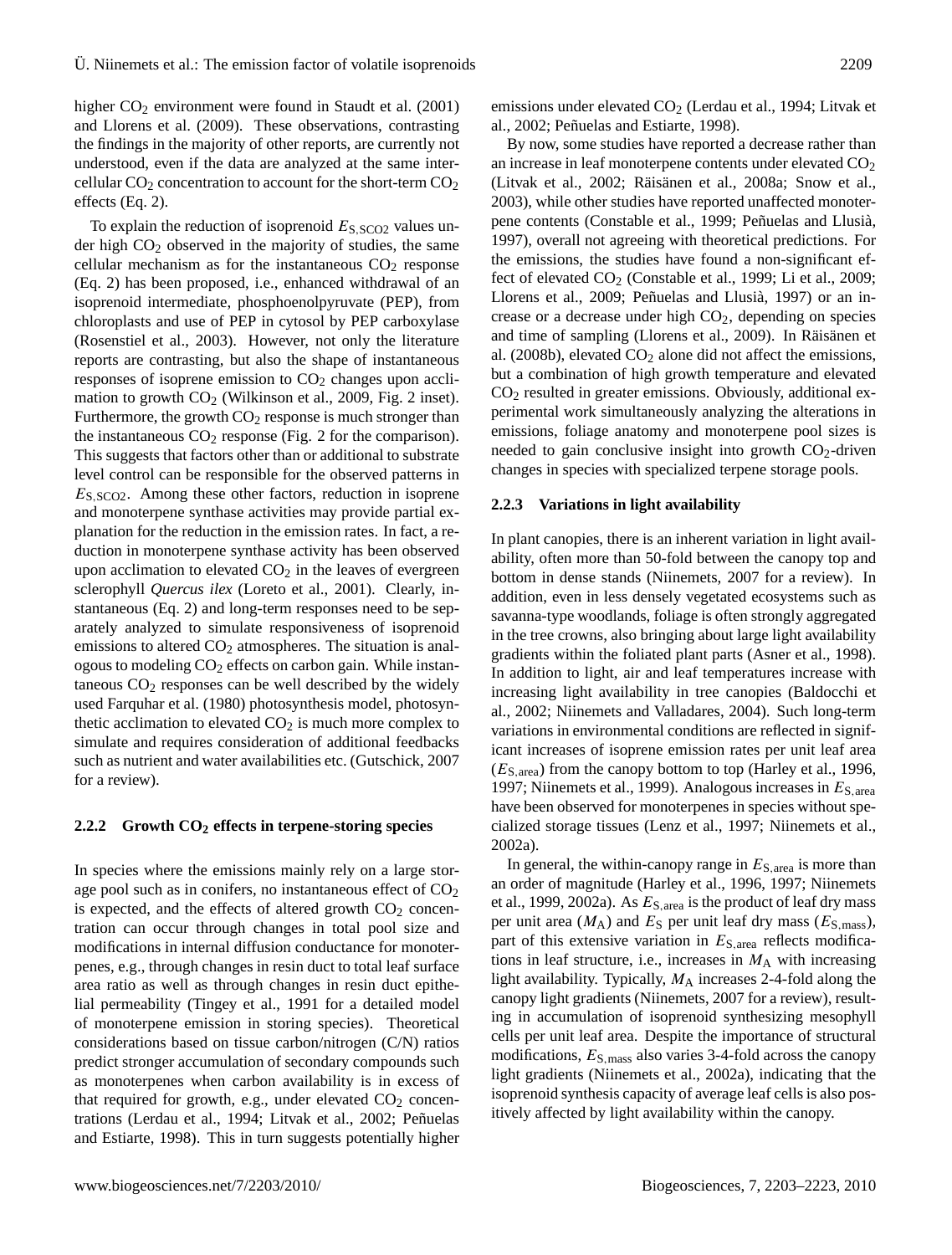higher $CO_2$ environment were found in Staudt et al. (2001) and Llorens et al. (2009). These observations, contrasting the findings in the majority of other reports, are currently not understood, even if the data are analyzed at the same intercellular $CO_2$ concentration to account for the short-term $CO_2$ effects (Eq. 2).

To explain the reduction of isoprenoid $E_{S,SCO2}$ values under high $CO_2$ observed in the majority of studies, the same cellular mechanism as for the instantaneous $CO_2$ response (Eq. 2) has been proposed, i.e., enhanced withdrawal of an isoprenoid intermediate, phosphoenolpyruvate (PEP), from chloroplasts and use of PEP in cytosol by PEP carboxylase (Rosenstiel et al., 2003). However, not only the literature reports are contrasting, but also the shape of instantaneous responses of isoprene emission to $CO_2$ changes upon acclimation to growth $CO_2$ (Wilkinson et al., 2009, Fig. 2 inset). Furthermore, the growth $CO_2$ response is much stronger than the instantaneous $CO_2$ response (Fig. 2 for the comparison). This suggests that factors other than or additional to substrate level control can be responsible for the observed patterns in $E_{S,SCO2}$. Among these other factors, reduction in isoprene and monoterpene synthase activities may provide partial explanation for the reduction in the emission rates. In fact, a reduction in monoterpene synthase activity has been observed upon acclimation to elevated $CO_2$ in the leaves of evergreen sclerophyll *Quercus ilex* (Loreto et al., 2001). Clearly, instantaneous (Eq. 2) and long-term responses need to be separately analyzed to simulate responsiveness of isoprenoid emissions to altered $CO_2$ atmospheres. The situation is analogous to modeling $CO_2$ effects on carbon gain. While instantaneous $CO_2$ responses can be well described by the widely used Farquhar et al. (1980) photosynthesis model, photosynthetic acclimation to elevated $CO_2$ is much more complex to simulate and requires consideration of additional feedbacks such as nutrient and water availabilities etc. (Gutschick, 2007 for a review).

#### 2.2.2 Growth $CO_2$ effects in terpene-storing species

In species where the emissions mainly rely on a large storage pool such as in conifers, no instantaneous effect of $CO_2$ is expected, and the effects of altered growth $CO_2$ concentration can occur through changes in total pool size and modifications in internal diffusion conductance for monoterpenes, e.g., through changes in resin duct to total leaf surface area ratio as well as through changes in resin duct epithelial permeability (Tingey et al., 1991 for a detailed model of monoterpene emission in storing species). Theoretical considerations based on tissue carbon/nitrogen (C/N) ratios predict stronger accumulation of secondary compounds such as monoterpenes when carbon availability is in excess of that required for growth, e.g., under elevated $CO_2$ concentrations (Lerdau et al., 1994; Litvak et al., 2002; Peñuelas and Estiarte, 1998). This in turn suggests potentially higher emissions under elevated $CO_2$ (Lerdau et al., 1994; Litvak et al., 2002; Peñuelas and Estiarte, 1998).

By now, some studies have reported a decrease rather than an increase in leaf monoterpene contents under elevated $CO_2$ (Litvak et al., 2002; Räisänen et al., 2008a; Snow et al., 2003), while other studies have reported unaffected monoterpene contents (Constable et al., 1999; Peñuelas and Llusià, 1997), overall not agreeing with theoretical predictions. For the emissions, the studies have found a non-significant effect of elevated $CO_2$ (Constable et al., 1999; Li et al., 2009; Llorens et al., 2009; Peñuelas and Llusià, 1997) or an increase or a decrease under high $CO_2$, depending on species and time of sampling (Llorens et al., 2009). In Räisänen et al. (2008b), elevated $CO_2$ alone did not affect the emissions, but a combination of high growth temperature and elevated $CO_2$ resulted in greater emissions. Obviously, additional experimental work simultaneously analyzing the alterations in emissions, foliage anatomy and monoterpene pool sizes is needed to gain conclusive insight into growth $CO_2$-driven changes in species with specialized terpene storage pools.

#### 2.2.3 Variations in light availability

In plant canopies, there is an inherent variation in light availability, often more than 50-fold between the canopy top and bottom in dense stands (Niinemets, 2007 for a review). In addition, even in less densely vegetated ecosystems such as savanna-type woodlands, foliage is often strongly aggregated in the tree crowns, also bringing about large light availability gradients within the foliated plant parts (Asner et al., 1998). In addition to light, air and leaf temperatures increase with increasing light availability in tree canopies (Baldocchi et al., 2002; Niinemets and Valladares, 2004). Such long-term variations in environmental conditions are reflected in significant increases of isoprene emission rates per unit leaf area ($E_{S,area}$) from the canopy bottom to top (Harley et al., 1996, 1997; Niinemets et al., 1999). Analogous increases in $E_{S,area}$ have been observed for monoterpenes in species without specialized storage tissues (Lenz et al., 1997; Niinemets et al., 2002a).

In general, the within-canopy range in $E_{S,area}$ is more than an order of magnitude (Harley et al., 1996, 1997; Niinemets et al., 1999, 2002a). As $E_{S,area}$ is the product of leaf dry mass per unit area ($M_A$) and $E_S$ per unit leaf dry mass ($E_{S,mass}$), part of this extensive variation in $E_{S,area}$ reflects modifications in leaf structure, i.e., increases in $M_A$ with increasing light availability. Typically, $M_A$ increases 2-4-fold along the canopy light gradients (Niinemets, 2007 for a review), resulting in accumulation of isoprenoid synthesizing mesophyll cells per unit leaf area. Despite the importance of structural modifications, $E_{S,mass}$ also varies 3-4-fold across the canopy light gradients (Niinemets et al., 2002a), indicating that the isoprenoid synthesis capacity of average leaf cells is also positively affected by light availability within the canopy.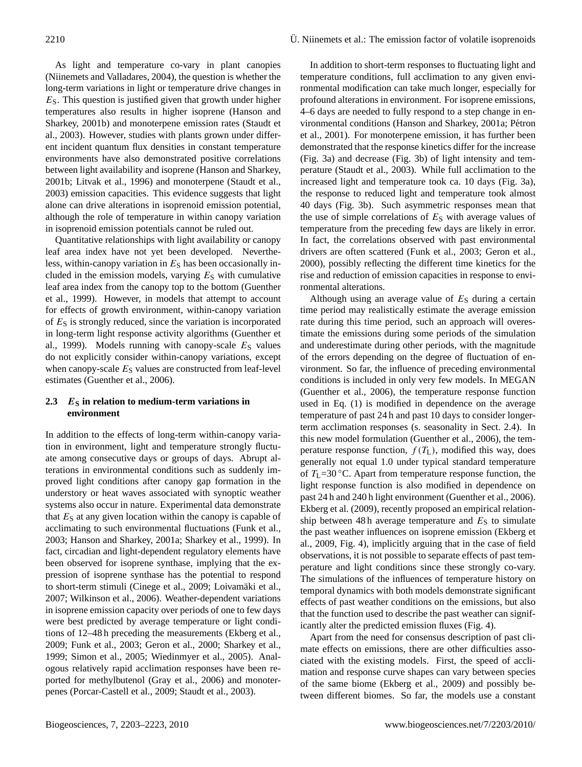As light and temperature co-vary in plant canopies (Niinemets and Valladares, 2004), the question is whether the long-term variations in light or temperature drive changes in $E_S$. This question is justified given that growth under higher temperatures also results in higher isoprene (Hanson and Sharkey, 2001b) and monoterpene emission rates (Staudt et al., 2003). However, studies with plants grown under different incident quantum flux densities in constant temperature environments have also demonstrated positive correlations between light availability and isoprene (Hanson and Sharkey, 2001b; Litvak et al., 1996) and monoterpene (Staudt et al., 2003) emission capacities. This evidence suggests that light alone can drive alterations in isoprenoid emission potential, although the role of temperature in within canopy variation in isoprenoid emission potentials cannot be ruled out.

Quantitative relationships with light availability or canopy leaf area index have not yet been developed. Nevertheless, within-canopy variation in $E_S$ has been occasionally included in the emission models, varying $E_S$ with cumulative leaf area index from the canopy top to the bottom (Guenther et al., 1999). However, in models that attempt to account for effects of growth environment, within-canopy variation of $E_S$ is strongly reduced, since the variation is incorporated in long-term light response activity algorithms (Guenther et al., 1999). Models running with canopy-scale $E_S$ values do not explicitly consider within-canopy variations, except when canopy-scale $E_S$ values are constructed from leaf-level estimates (Guenther et al., 2006).

### 2.3 $E_S$ in relation to medium-term variations in environment

In addition to the effects of long-term within-canopy variation in environment, light and temperature strongly fluctuate among consecutive days or groups of days. Abrupt alterations in environmental conditions such as suddenly improved light conditions after canopy gap formation in the understory or heat waves associated with synoptic weather systems also occur in nature. Experimental data demonstrate that $E_S$ at any given location within the canopy is capable of acclimating to such environmental fluctuations (Funk et al., 2003; Hanson and Sharkey, 2001a; Sharkey et al., 1999). In fact, circadian and light-dependent regulatory elements have been observed for isoprene synthase, implying that the expression of isoprene synthase has the potential to respond to short-term stimuli (Cinege et al., 2009; Loivamäki et al., 2007; Wilkinson et al., 2006). Weather-dependent variations in isoprene emission capacity over periods of one to few days were best predicted by average temperature or light conditions of 12–48 h preceding the measurements (Ekberg et al., 2009; Funk et al., 2003; Geron et al., 2000; Sharkey et al., 1999; Simon et al., 2005; Wiedinmyer et al., 2005). Analogous relatively rapid acclimation responses have been reported for methylbutenol (Gray et al., 2006) and monoterpenes (Porcar-Castell et al., 2009; Staudt et al., 2003).

In addition to short-term responses to fluctuating light and temperature conditions, full acclimation to any given environmental modification can take much longer, especially for profound alterations in environment. For isoprene emissions, 4–6 days are needed to fully respond to a step change in environmental conditions (Hanson and Sharkey, 2001a; Pétron et al., 2001). For monoterpene emission, it has further been demonstrated that the response kinetics differ for the increase (Fig. 3a) and decrease (Fig. 3b) of light intensity and temperature (Staudt et al., 2003). While full acclimation to the increased light and temperature took ca. 10 days (Fig. 3a), the response to reduced light and temperature took almost 40 days (Fig. 3b). Such asymmetric responses mean that the use of simple correlations of $E_S$ with average values of temperature from the preceding few days are likely in error. In fact, the correlations observed with past environmental drivers are often scattered (Funk et al., 2003; Geron et al., 2000), possibly reflecting the different time kinetics for the rise and reduction of emission capacities in response to environmental alterations.

Although using an average value of $E_S$ during a certain time period may realistically estimate the average emission rate during this time period, such an approach will overestimate the emissions during some periods of the simulation and underestimate during other periods, with the magnitude of the errors depending on the degree of fluctuation of environment. So far, the influence of preceding environmental conditions is included in only very few models. In MEGAN (Guenther et al., 2006), the temperature response function used in Eq. (1) is modified in dependence on the average temperature of past 24 h and past 10 days to consider longer-term acclimation responses (s. seasonality in Sect. 2.4). In this new model formulation (Guenther et al., 2006), the temperature response function, $f(T_L)$, modified this way, does generally not equal 1.0 under typical standard temperature of $T_L$=30 °C. Apart from temperature response function, the light response function is also modified in dependence on past 24 h and 240 h light environment (Guenther et al., 2006). Ekberg et al. (2009), recently proposed an empirical relationship between 48 h average temperature and $E_S$ to simulate the past weather influences on isoprene emission (Ekberg et al., 2009, Fig. 4), implicitly arguing that in the case of field observations, it is not possible to separate effects of past temperature and light conditions since these strongly co-vary. The simulations of the influences of temperature history on temporal dynamics with both models demonstrate significant effects of past weather conditions on the emissions, but also that the function used to describe the past weather can significantly alter the predicted emission fluxes (Fig. 4).

Apart from the need for consensus description of past climate effects on emissions, there are other difficulties associated with the existing models. First, the speed of acclimation and response curve shapes can vary between species of the same biome (Ekberg et al., 2009) and possibly between different biomes. So far, the models use a constant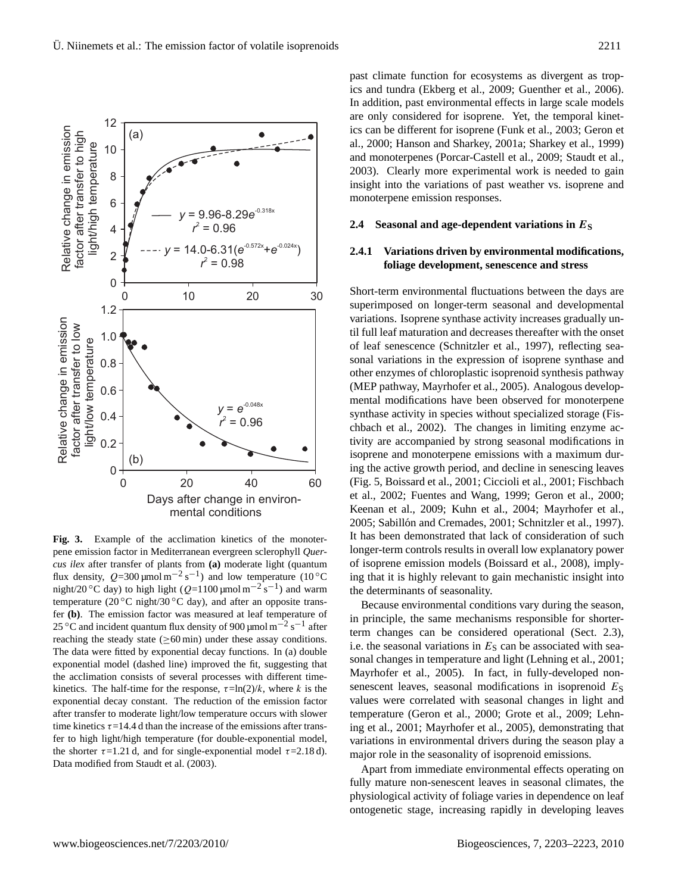Fig. 3. Example of the acclimation kinetics of the monoterpene emission factor in Mediterranean evergreen sclerophyll *Quercus ilex* after transfer of plants from **(a)** moderate light (quantum flux density, $Q$=300 µmol m$^{-2}$ s$^{-1}$) and low temperature (10 °C night/20 °C day) to high light ($Q$=1100 µmol m$^{-2}$ s$^{-1}$) and warm temperature (20 °C night/30 °C day), and after an opposite transfer **(b)**. The emission factor was measured at leaf temperature of 25 °C and incident quantum flux density of 900 µmol m$^{-2}$ s$^{-1}$ after reaching the steady state (≥60 min) under these assay conditions. The data were fitted by exponential decay functions. In (a) double exponential model (dashed line) improved the fit, suggesting that the acclimation consists of several processes with different time-kinetics. The half-time for the response, $\tau$=ln(2)/$k$, where $k$ is the exponential decay constant. The reduction of the emission factor after transfer to moderate light/low temperature occurs with slower time kinetics $\tau$=14.4 d than the increase of the emissions after transfer to high light/high temperature (for double-exponential model, the shorter $\tau$=1.21 d, and for single-exponential model $\tau$=2.18 d). Data modified from Staudt et al. (2003).

past climate function for ecosystems as divergent as tropics and tundra (Ekberg et al., 2009; Guenther et al., 2006). In addition, past environmental effects in large scale models are only considered for isoprene. Yet, the temporal kinetics can be different for isoprene (Funk et al., 2003; Geron et al., 2000; Hanson and Sharkey, 2001a; Sharkey et al., 1999) and monoterpenes (Porcar-Castell et al., 2009; Staudt et al., 2003). Clearly more experimental work is needed to gain insight into the variations of past weather vs. isoprene and monoterpene emission responses.

## 2.4 Seasonal and age-dependent variations in $E_S$

### 2.4.1 Variations driven by environmental modifications, foliage development, senescence and stress

Short-term environmental fluctuations between the days are superimposed on longer-term seasonal and developmental variations. Isoprene synthase activity increases gradually until full leaf maturation and decreases thereafter with the onset of leaf senescence (Schnitzler et al., 1997), reflecting seasonal variations in the expression of isoprene synthase and other enzymes of chloroplastic isoprenoid synthesis pathway (MEP pathway, Mayrhofer et al., 2005). Analogous developmental modifications have been observed for monoterpene synthase activity in species without specialized storage (Fischbach et al., 2002). The changes in limiting enzyme activity are accompanied by strong seasonal modifications in isoprene and monoterpene emissions with a maximum during the active growth period, and decline in senescing leaves (Fig. 5, Boissard et al., 2001; Ciccioli et al., 2001; Fischbach et al., 2002; Fuentes and Wang, 1999; Geron et al., 2000; Keenan et al., 2009; Kuhn et al., 2004; Mayrhofer et al., 2005; Sabillón and Cremades, 2001; Schnitzler et al., 1997). It has been demonstrated that lack of consideration of such longer-term controls results in overall low explanatory power of isoprene emission models (Boissard et al., 2008), implying that it is highly relevant to gain mechanistic insight into the determinants of seasonality.

Because environmental conditions vary during the season, in principle, the same mechanisms responsible for shorter-term changes can be considered operational (Sect. 2.3), i.e. the seasonal variations in $E_S$ can be associated with seasonal changes in temperature and light (Lehning et al., 2001; Mayrhofer et al., 2005). In fact, in fully-developed non-senescent leaves, seasonal modifications in isoprenoid $E_S$ values were correlated with seasonal changes in light and temperature (Geron et al., 2000; Grote et al., 2009; Lehning et al., 2001; Mayrhofer et al., 2005), demonstrating that variations in environmental drivers during the season play a major role in the seasonality of isoprenoid emissions.

Apart from immediate environmental effects operating on fully mature non-senescent leaves in seasonal climates, the physiological activity of foliage varies in dependence on leaf ontogenetic stage, increasing rapidly in developing leaves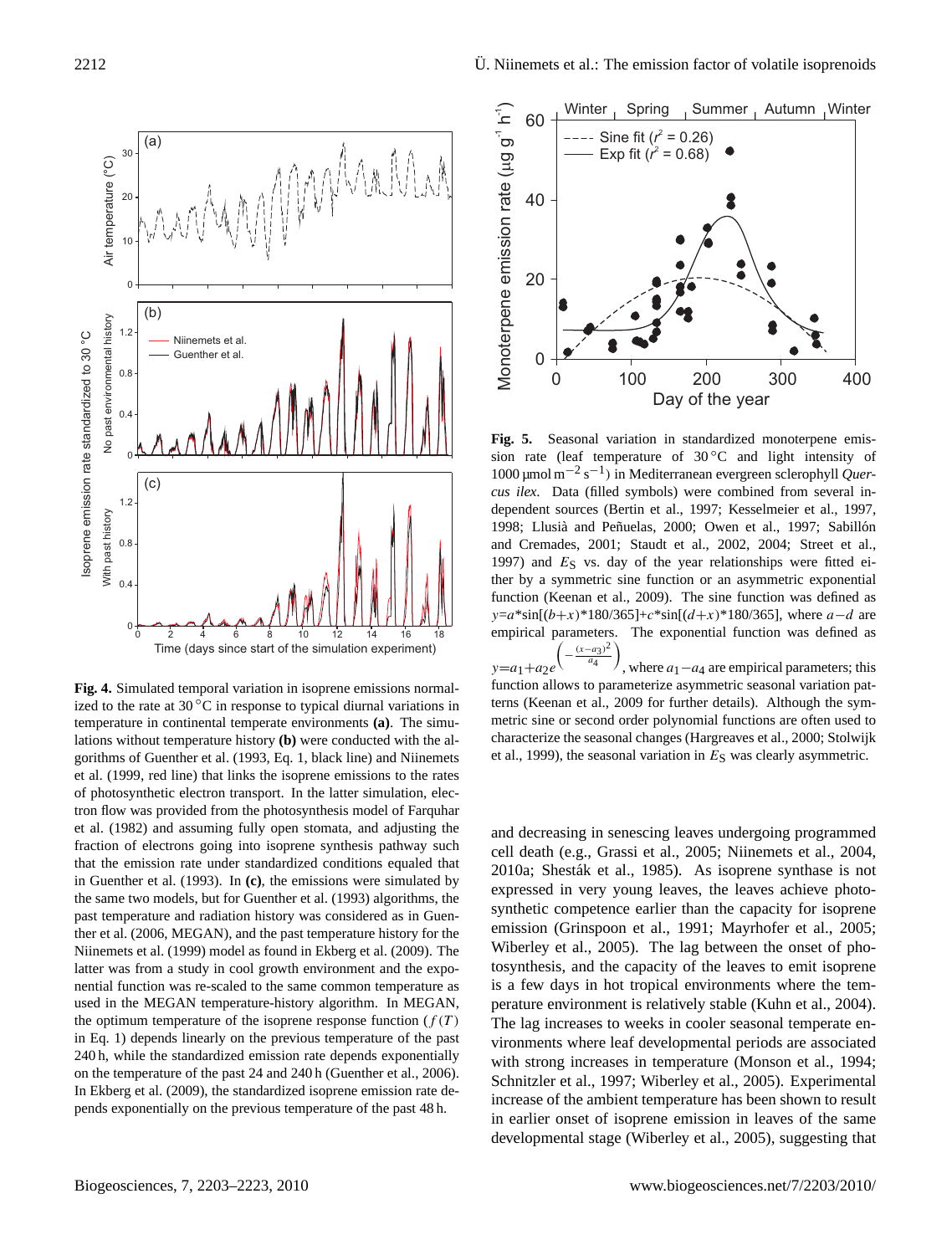**Fig. 4.** Simulated temporal variation in isoprene emissions normalized to the rate at 30 °C in response to typical diurnal variations in temperature in continental temperate environments **(a)**. The simulations without temperature history **(b)** were conducted with the algorithms of Guenther et al. (1993, Eq. 1, black line) and Niinemets et al. (1999, red line) that links the isoprene emissions to the rates of photosynthetic electron transport. In the latter simulation, electron flow was provided from the photosynthesis model of Farquhar et al. (1982) and assuming fully open stomata, and adjusting the fraction of electrons going into isoprene synthesis pathway such that the emission rate under standardized conditions equaled that in Guenther et al. (1993). In **(c)**, the emissions were simulated by the same two models, but for Guenther et al. (1993) algorithms, the past temperature and radiation history was considered as in Guenther et al. (2006, MEGAN), and the past temperature history for the Niinemets et al. (1999) model as found in Ekberg et al. (2009). The latter was from a study in cool growth environment and the exponential function was re-scaled to the same common temperature as used in the MEGAN temperature-history algorithm. In MEGAN, the optimum temperature of the isoprene response function ($f(T)$ in Eq. 1) depends linearly on the previous temperature of the past 240 h, while the standardized emission rate depends exponentially on the temperature of the past 24 and 240 h (Guenther et al., 2006). In Ekberg et al. (2009), the standardized isoprene emission rate depends exponentially on the previous temperature of the past 48 h.

**Fig. 5.** Seasonal variation in standardized monoterpene emission rate (leaf temperature of 30 °C and light intensity of 1000 µmol m$^{-2}$ s$^{-1}$) in Mediterranean evergreen sclerophyll *Quercus ilex*. Data (filled symbols) were combined from several independent sources (Bertin et al., 1997; Kesselmeier et al., 1997, 1998; Llusià and Peñuelas, 2000; Owen et al., 1997; Sabillón and Cremades, 2001; Staudt et al., 2002, 2004; Street et al., 1997) and $E_S$ vs. day of the year relationships were fitted either by a symmetric sine function or an asymmetric exponential function (Keenan et al., 2009). The sine function was defined as $y=a*\sin[(b+x)*180/365]+c*\sin[(d+x)*180/365]$, where $a-d$ are empirical parameters. The exponential function was defined as $y=a_1+a_2 e^{\left(-\frac{(x-a_3)^2}{a_4}\right)}$, where $a_1-a_4$ are empirical parameters; this function allows to parameterize asymmetric seasonal variation patterns (Keenan et al., 2009 for further details). Although the symmetric sine or second order polynomial functions are often used to characterize the seasonal changes (Hargreaves et al., 2000; Stolwijk et al., 1999), the seasonal variation in $E_S$ was clearly asymmetric.

and decreasing in senescing leaves undergoing programmed cell death (e.g., Grassi et al., 2005; Niinemets et al., 2004, 2010a; Shesták et al., 1985). As isoprene synthase is not expressed in very young leaves, the leaves achieve photosynthetic competence earlier than the capacity for isoprene emission (Grinspoon et al., 1991; Mayrhofer et al., 2005; Wiberley et al., 2005). The lag between the onset of photosynthesis, and the capacity of the leaves to emit isoprene is a few days in hot tropical environments where the temperature environment is relatively stable (Kuhn et al., 2004). The lag increases to weeks in cooler seasonal temperate environments where leaf developmental periods are associated with strong increases in temperature (Monson et al., 1994; Schnitzler et al., 1997; Wiberley et al., 2005). Experimental increase of the ambient temperature has been shown to result in earlier onset of isoprene emission in leaves of the same developmental stage (Wiberley et al., 2005), suggesting that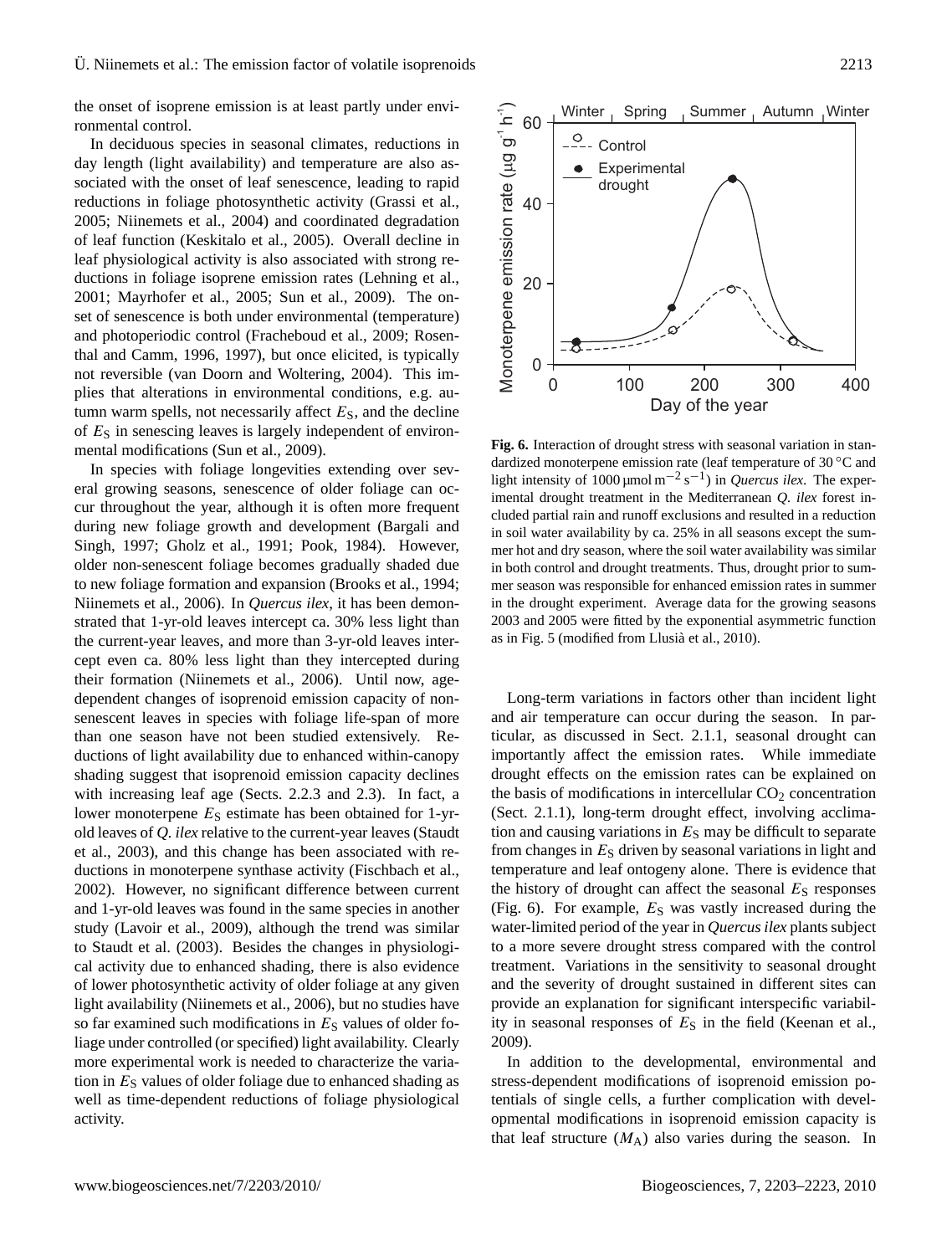the onset of isoprene emission is at least partly under environmental control.

In deciduous species in seasonal climates, reductions in day length (light availability) and temperature are also associated with the onset of leaf senescence, leading to rapid reductions in foliage photosynthetic activity (Grassi et al., 2005; Niinemets et al., 2004) and coordinated degradation of leaf function (Keskitalo et al., 2005). Overall decline in leaf physiological activity is also associated with strong reductions in foliage isoprene emission rates (Lehning et al., 2001; Mayrhofer et al., 2005; Sun et al., 2009). The onset of senescence is both under environmental (temperature) and photoperiodic control (Fracheboud et al., 2009; Rosenthal and Camm, 1996, 1997), but once elicited, is typically not reversible (van Doorn and Woltering, 2004). This implies that alterations in environmental conditions, e.g. autumn warm spells, not necessarily affect $E_S$, and the decline of $E_S$ in senescing leaves is largely independent of environmental modifications (Sun et al., 2009).

In species with foliage longevities extending over several growing seasons, senescence of older foliage can occur throughout the year, although it is often more frequent during new foliage growth and development (Bargali and Singh, 1997; Gholz et al., 1991; Pook, 1984). However, older non-senescent foliage becomes gradually shaded due to new foliage formation and expansion (Brooks et al., 1994; Niinemets et al., 2006). In *Quercus ilex*, it has been demonstrated that 1-yr-old leaves intercept ca. 30% less light than the current-year leaves, and more than 3-yr-old leaves intercept even ca. 80% less light than they intercepted during their formation (Niinemets et al., 2006). Until now, age-dependent changes of isoprenoid emission capacity of non-senescent leaves in species with foliage life-span of more than one season have not been studied extensively. Reductions of light availability due to enhanced within-canopy shading suggest that isoprenoid emission capacity declines with increasing leaf age (Sects. 2.2.3 and 2.3). In fact, a lower monoterpene $E_S$ estimate has been obtained for 1-yr-old leaves of *Q. ilex* relative to the current-year leaves (Staudt et al., 2003), and this change has been associated with reductions in monoterpene synthase activity (Fischbach et al., 2002). However, no significant difference between current and 1-yr-old leaves was found in the same species in another study (Lavoir et al., 2009), although the trend was similar to Staudt et al. (2003). Besides the changes in physiological activity due to enhanced shading, there is also evidence of lower photosynthetic activity of older foliage at any given light availability (Niinemets et al., 2006), but no studies have so far examined such modifications in $E_S$ values of older foliage under controlled (or specified) light availability. Clearly more experimental work is needed to characterize the variation in $E_S$ values of older foliage due to enhanced shading as well as time-dependent reductions of foliage physiological activity.

**Fig. 6.** Interaction of drought stress with seasonal variation in standardized monoterpene emission rate (leaf temperature of 30 °C and light intensity of 1000 µmol m$^{-2}$ s$^{-1}$) in *Quercus ilex*. The experimental drought treatment in the Mediterranean *Q. ilex* forest included partial rain and runoff exclusions and resulted in a reduction in soil water availability by ca. 25% in all seasons except the summer hot and dry season, where the soil water availability was similar in both control and drought treatments. Thus, drought prior to summer season was responsible for enhanced emission rates in summer in the drought experiment. Average data for the growing seasons 2003 and 2005 were fitted by the exponential asymmetric function as in Fig. 5 (modified from Llusià et al., 2010).

Long-term variations in factors other than incident light and air temperature can occur during the season. In particular, as discussed in Sect. 2.1.1, seasonal drought can importantly affect the emission rates. While immediate drought effects on the emission rates can be explained on the basis of modifications in intercellular $CO_2$ concentration (Sect. 2.1.1), long-term drought effect, involving acclimation and causing variations in $E_S$ may be difficult to separate from changes in $E_S$ driven by seasonal variations in light and temperature and leaf ontogeny alone. There is evidence that the history of drought can affect the seasonal $E_S$ responses (Fig. 6). For example, $E_S$ was vastly increased during the water-limited period of the year in *Quercus ilex* plants subject to a more severe drought stress compared with the control treatment. Variations in the sensitivity to seasonal drought and the severity of drought sustained in different sites can provide an explanation for significant interspecific variability in seasonal responses of $E_S$ in the field (Keenan et al., 2009).

In addition to the developmental, environmental and stress-dependent modifications of isoprenoid emission potentials of single cells, a further complication with developmental modifications in isoprenoid emission capacity is that leaf structure ($M_A$) also varies during the season. In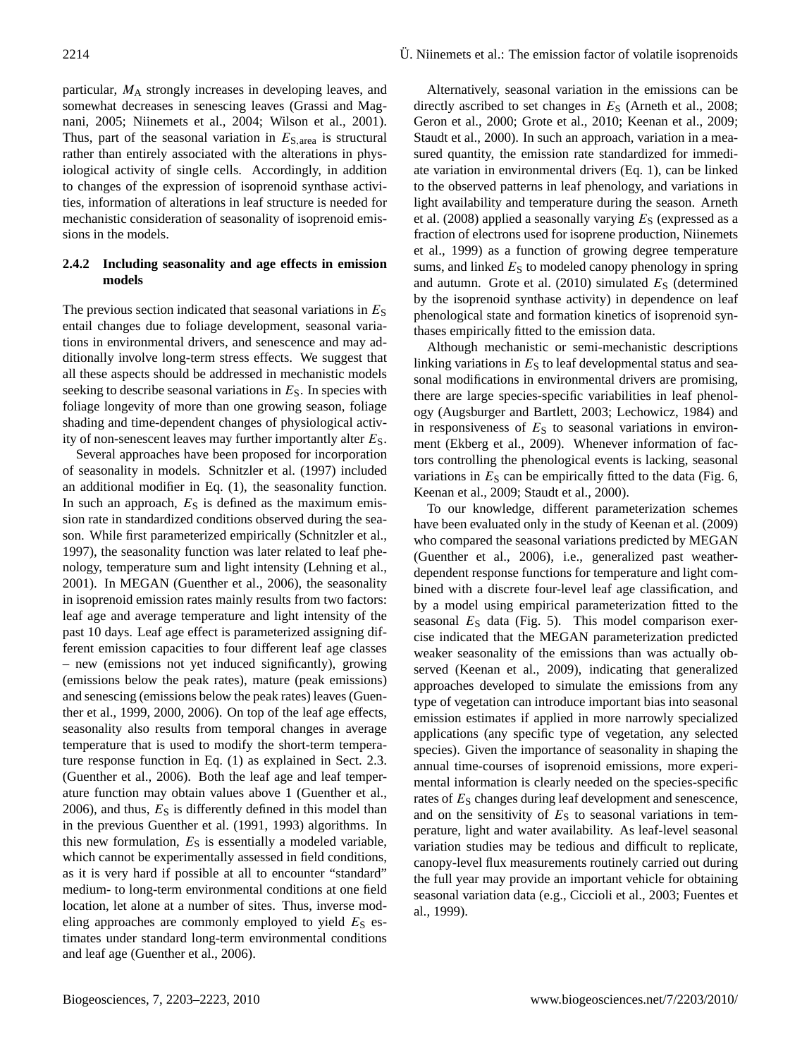particular, $M_A$ strongly increases in developing leaves, and somewhat decreases in senescing leaves (Grassi and Magnani, 2005; Niinemets et al., 2004; Wilson et al., 2001). Thus, part of the seasonal variation in $E_{S,area}$ is structural rather than entirely associated with the alterations in physiological activity of single cells. Accordingly, in addition to changes of the expression of isoprenoid synthase activities, information of alterations in leaf structure is needed for mechanistic consideration of seasonality of isoprenoid emissions in the models.

#### 2.4.2 Including seasonality and age effects in emission models

The previous section indicated that seasonal variations in $E_S$ entail changes due to foliage development, seasonal variations in environmental drivers, and senescence and may additionally involve long-term stress effects. We suggest that all these aspects should be addressed in mechanistic models seeking to describe seasonal variations in $E_S$. In species with foliage longevity of more than one growing season, foliage shading and time-dependent changes of physiological activity of non-senescent leaves may further importantly alter $E_S$.

Several approaches have been proposed for incorporation of seasonality in models. Schnitzler et al. (1997) included an additional modifier in Eq. (1), the seasonality function. In such an approach, $E_S$ is defined as the maximum emission rate in standardized conditions observed during the season. While first parameterized empirically (Schnitzler et al., 1997), the seasonality function was later related to leaf phenology, temperature sum and light intensity (Lehning et al., 2001). In MEGAN (Guenther et al., 2006), the seasonality in isoprenoid emission rates mainly results from two factors: leaf age and average temperature and light intensity of the past 10 days. Leaf age effect is parameterized assigning different emission capacities to four different leaf age classes – new (emissions not yet induced significantly), growing (emissions below the peak rates), mature (peak emissions) and senescing (emissions below the peak rates) leaves (Guenther et al., 1999, 2000, 2006). On top of the leaf age effects, seasonality also results from temporal changes in average temperature that is used to modify the short-term temperature response function in Eq. (1) as explained in Sect. 2.3. (Guenther et al., 2006). Both the leaf age and leaf temperature function may obtain values above 1 (Guenther et al., 2006), and thus, $E_S$ is differently defined in this model than in the previous Guenther et al. (1991, 1993) algorithms. In this new formulation, $E_S$ is essentially a modeled variable, which cannot be experimentally assessed in field conditions, as it is very hard if possible at all to encounter "standard" medium- to long-term environmental conditions at one field location, let alone at a number of sites. Thus, inverse modeling approaches are commonly employed to yield $E_S$ estimates under standard long-term environmental conditions and leaf age (Guenther et al., 2006).

Alternatively, seasonal variation in the emissions can be directly ascribed to set changes in $E_S$ (Arneth et al., 2008; Geron et al., 2000; Grote et al., 2010; Keenan et al., 2009; Staudt et al., 2000). In such an approach, variation in a measured quantity, the emission rate standardized for immediate variation in environmental drivers (Eq. 1), can be linked to the observed patterns in leaf phenology, and variations in light availability and temperature during the season. Arneth et al. (2008) applied a seasonally varying $E_S$ (expressed as a fraction of electrons used for isoprene production, Niinemets et al., 1999) as a function of growing degree temperature sums, and linked $E_S$ to modeled canopy phenology in spring and autumn. Grote et al. (2010) simulated $E_S$ (determined by the isoprenoid synthase activity) in dependence on leaf phenological state and formation kinetics of isoprenoid synthases empirically fitted to the emission data.

Although mechanistic or semi-mechanistic descriptions linking variations in $E_S$ to leaf developmental status and seasonal modifications in environmental drivers are promising, there are large species-specific variabilities in leaf phenology (Augsburger and Bartlett, 2003; Lechowicz, 1984) and in responsiveness of $E_S$ to seasonal variations in environment (Ekberg et al., 2009). Whenever information of factors controlling the phenological events is lacking, seasonal variations in $E_S$ can be empirically fitted to the data (Fig. 6, Keenan et al., 2009; Staudt et al., 2000).

To our knowledge, different parameterization schemes have been evaluated only in the study of Keenan et al. (2009) who compared the seasonal variations predicted by MEGAN (Guenther et al., 2006), i.e., generalized past weather-dependent response functions for temperature and light combined with a discrete four-level leaf age classification, and by a model using empirical parameterization fitted to the seasonal $E_S$ data (Fig. 5). This model comparison exercise indicated that the MEGAN parameterization predicted weaker seasonality of the emissions than was actually observed (Keenan et al., 2009), indicating that generalized approaches developed to simulate the emissions from any type of vegetation can introduce important bias into seasonal emission estimates if applied in more narrowly specialized applications (any specific type of vegetation, any selected species). Given the importance of seasonality in shaping the annual time-courses of isoprenoid emissions, more experimental information is clearly needed on the species-specific rates of $E_S$ changes during leaf development and senescence, and on the sensitivity of $E_S$ to seasonal variations in temperature, light and water availability. As leaf-level seasonal variation studies may be tedious and difficult to replicate, canopy-level flux measurements routinely carried out during the full year may provide an important vehicle for obtaining seasonal variation data (e.g., Ciccioli et al., 2003; Fuentes et al., 1999).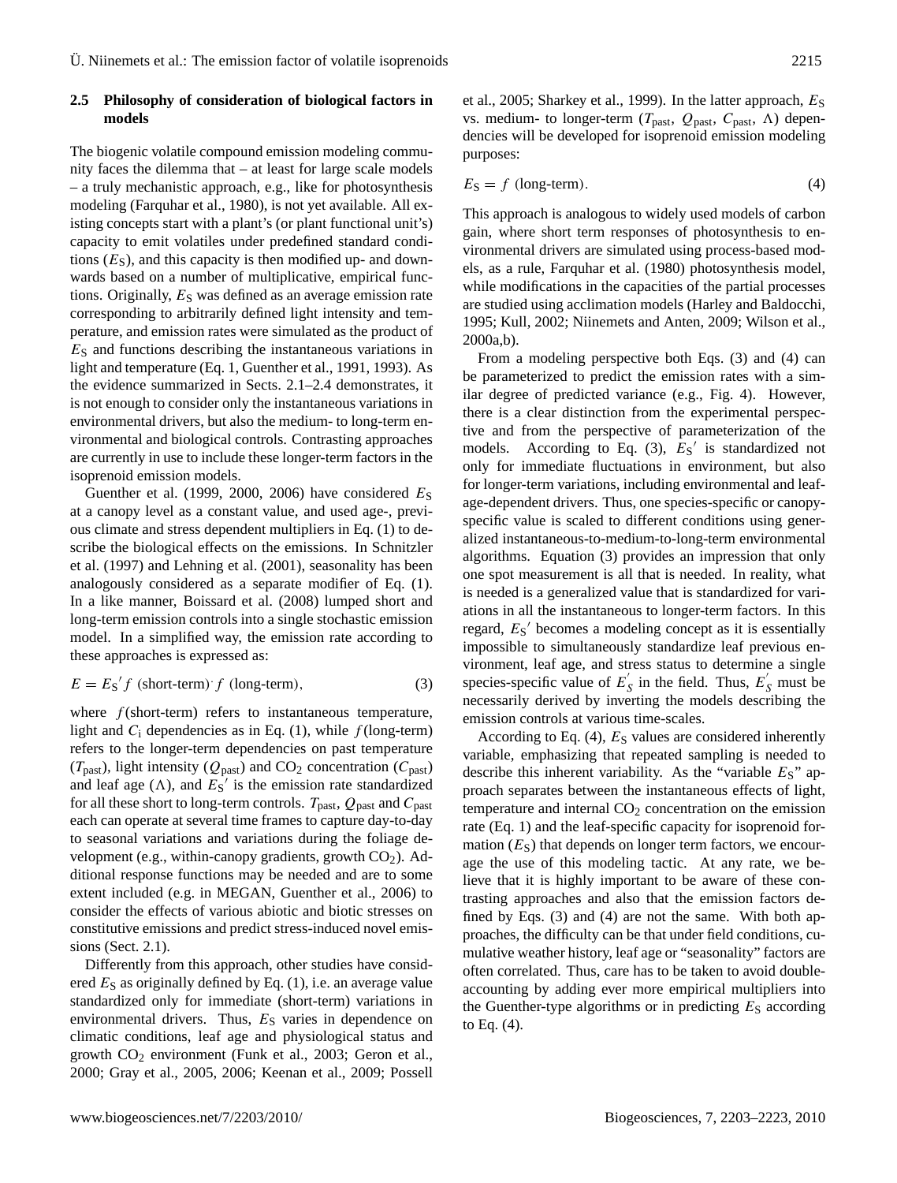### 2.5 Philosophy of consideration of biological factors in models

The biogenic volatile compound emission modeling community faces the dilemma that – at least for large scale models – a truly mechanistic approach, e.g., like for photosynthesis modeling (Farquhar et al., 1980), is not yet available. All existing concepts start with a plant's (or plant functional unit's) capacity to emit volatiles under predefined standard conditions ($E_S$), and this capacity is then modified up- and downwards based on a number of multiplicative, empirical functions. Originally, $E_S$ was defined as an average emission rate corresponding to arbitrarily defined light intensity and temperature, and emission rates were simulated as the product of $E_S$ and functions describing the instantaneous variations in light and temperature (Eq. 1, Guenther et al., 1991, 1993). As the evidence summarized in Sects. 2.1–2.4 demonstrates, it is not enough to consider only the instantaneous variations in environmental drivers, but also the medium- to long-term environmental and biological controls. Contrasting approaches are currently in use to include these longer-term factors in the isoprenoid emission models.

Guenther et al. (1999, 2000, 2006) have considered $E_S$ at a canopy level as a constant value, and used age-, previous climate and stress dependent multipliers in Eq. (1) to describe the biological effects on the emissions. In Schnitzler et al. (1997) and Lehning et al. (2001), seasonality has been analogously considered as a separate modifier of Eq. (1). In a like manner, Boissard et al. (2008) lumped short and long-term emission controls into a single stochastic emission model. In a simplified way, the emission rate according to these approaches is expressed as:

$$E = E_S{}' f\ (\text{short-term}) \cdot f\ (\text{long-term}), \tag{3}$$

where $f$(short-term) refers to instantaneous temperature, light and $C_i$ dependencies as in Eq. (1), while $f$(long-term) refers to the longer-term dependencies on past temperature ($T_{past}$), light intensity ($Q_{past}$) and $CO_2$ concentration ($C_{past}$) and leaf age ($\Lambda$), and $E_S{}'$ is the emission rate standardized for all these short to long-term controls. $T_{past}$, $Q_{past}$ and $C_{past}$ each can operate at several time frames to capture day-to-day to seasonal variations and variations during the foliage development (e.g., within-canopy gradients, growth $CO_2$). Additional response functions may be needed and are to some extent included (e.g. in MEGAN, Guenther et al., 2006) to consider the effects of various abiotic and biotic stresses on constitutive emissions and predict stress-induced novel emissions (Sect. 2.1).

Differently from this approach, other studies have considered $E_S$ as originally defined by Eq. (1), i.e. an average value standardized only for immediate (short-term) variations in environmental drivers. Thus, $E_S$ varies in dependence on climatic conditions, leaf age and physiological status and growth $CO_2$ environment (Funk et al., 2003; Geron et al., 2000; Gray et al., 2005, 2006; Keenan et al., 2009; Possell et al., 2005; Sharkey et al., 1999). In the latter approach, $E_S$ vs. medium- to longer-term ($T_{past}$, $Q_{past}$, $C_{past}$, $\Lambda$) dependencies will be developed for isoprenoid emission modeling purposes:

$$E_S = f\ (\text{long-term}). \tag{4}$$

This approach is analogous to widely used models of carbon gain, where short term responses of photosynthesis to environmental drivers are simulated using process-based models, as a rule, Farquhar et al. (1980) photosynthesis model, while modifications in the capacities of the partial processes are studied using acclimation models (Harley and Baldocchi, 1995; Kull, 2002; Niinemets and Anten, 2009; Wilson et al., 2000a,b).

From a modeling perspective both Eqs. (3) and (4) can be parameterized to predict the emission rates with a similar degree of predicted variance (e.g., Fig. 4). However, there is a clear distinction from the experimental perspective and from the perspective of parameterization of the models. According to Eq. (3), $E_S{}'$ is standardized not only for immediate fluctuations in environment, but also for longer-term variations, including environmental and leaf-age-dependent drivers. Thus, one species-specific or canopy-specific value is scaled to different conditions using generalized instantaneous-to-medium-to-long-term environmental algorithms. Equation (3) provides an impression that only one spot measurement is all that is needed. In reality, what is needed is a generalized value that is standardized for variations in all the instantaneous to longer-term factors. In this regard, $E_S{}'$ becomes a modeling concept as it is essentially impossible to simultaneously standardize leaf previous environment, leaf age, and stress status to determine a single species-specific value of $E_S^{'}$ in the field. Thus, $E_S^{'}$ must be necessarily derived by inverting the models describing the emission controls at various time-scales.

According to Eq. (4), $E_S$ values are considered inherently variable, emphasizing that repeated sampling is needed to describe this inherent variability. As the "variable $E_S$" approach separates between the instantaneous effects of light, temperature and internal $CO_2$ concentration on the emission rate (Eq. 1) and the leaf-specific capacity for isoprenoid formation ($E_S$) that depends on longer term factors, we encourage the use of this modeling tactic. At any rate, we believe that it is highly important to be aware of these contrasting approaches and also that the emission factors defined by Eqs. (3) and (4) are not the same. With both approaches, the difficulty can be that under field conditions, cumulative weather history, leaf age or "seasonality" factors are often correlated. Thus, care has to be taken to avoid double-accounting by adding ever more empirical multipliers into the Guenther-type algorithms or in predicting $E_S$ according to Eq. (4).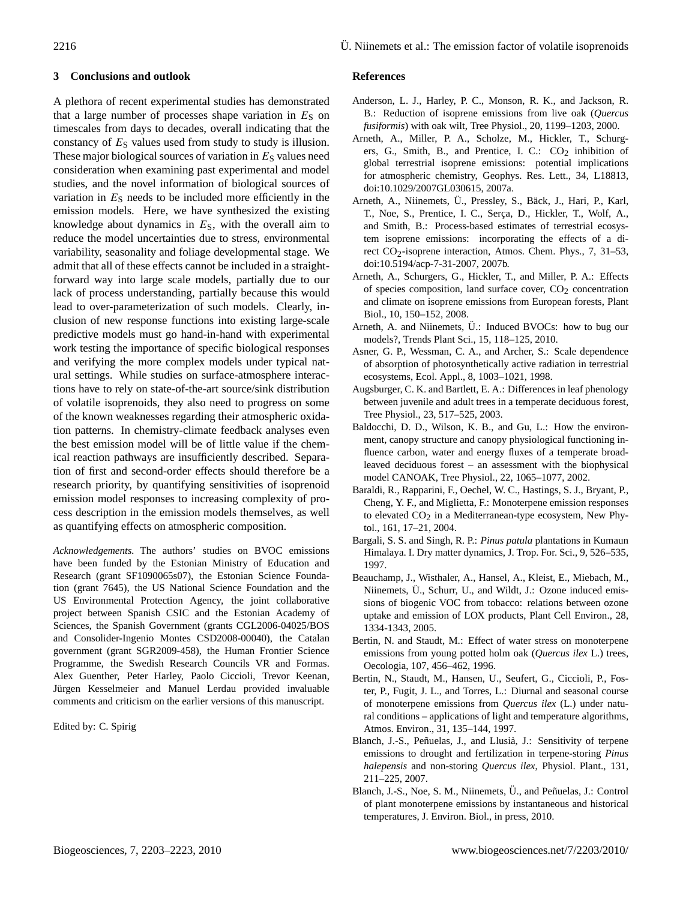## 3 Conclusions and outlook

A plethora of recent experimental studies has demonstrated that a large number of processes shape variation in $E_S$ on timescales from days to decades, overall indicating that the constancy of $E_S$ values used from study to study is illusion. These major biological sources of variation in $E_S$ values need consideration when examining past experimental and model studies, and the novel information of biological sources of variation in $E_S$ needs to be included more efficiently in the emission models. Here, we have synthesized the existing knowledge about dynamics in $E_S$, with the overall aim to reduce the model uncertainties due to stress, environmental variability, seasonality and foliage developmental stage. We admit that all of these effects cannot be included in a straightforward way into large scale models, partially due to our lack of process understanding, partially because this would lead to over-parameterization of such models. Clearly, inclusion of new response functions into existing large-scale predictive models must go hand-in-hand with experimental work testing the importance of specific biological responses and verifying the more complex models under typical natural settings. While studies on surface-atmosphere interactions have to rely on state-of-the-art source/sink distribution of volatile isoprenoids, they also need to progress on some of the known weaknesses regarding their atmospheric oxidation patterns. In chemistry-climate feedback analyses even the best emission model will be of little value if the chemical reaction pathways are insufficiently described. Separation of first and second-order effects should therefore be a research priority, by quantifying sensitivities of isoprenoid emission model responses to increasing complexity of process description in the emission models themselves, as well as quantifying effects on atmospheric composition.

*Acknowledgements.* The authors' studies on BVOC emissions have been funded by the Estonian Ministry of Education and Research (grant SF1090065s07), the Estonian Science Foundation (grant 7645), the US National Science Foundation and the US Environmental Protection Agency, the joint collaborative project between Spanish CSIC and the Estonian Academy of Sciences, the Spanish Government (grants CGL2006-04025/BOS and Consolider-Ingenio Montes CSD2008-00040), the Catalan government (grant SGR2009-458), the Human Frontier Science Programme, the Swedish Research Councils VR and Formas. Alex Guenther, Peter Harley, Paolo Ciccioli, Trevor Keenan, Jürgen Kesselmeier and Manuel Lerdau provided invaluable comments and criticism on the earlier versions of this manuscript.

Edited by: C. Spirig

## References

Anderson, L. J., Harley, P. C., Monson, R. K., and Jackson, R. B.: Reduction of isoprene emissions from live oak (*Quercus fusiformis*) with oak wilt, Tree Physiol., 20, 1199–1203, 2000.

Arneth, A., Miller, P. A., Scholze, M., Hickler, T., Schurgers, G., Smith, B., and Prentice, I. C.: $CO_2$ inhibition of global terrestrial isoprene emissions: potential implications for atmospheric chemistry, Geophys. Res. Lett., 34, L18813, doi:10.1029/2007GL030615, 2007a.

Arneth, A., Niinemets, Ü., Pressley, S., Bäck, J., Hari, P., Karl, T., Noe, S., Prentice, I. C., Serça, D., Hickler, T., Wolf, A., and Smith, B.: Process-based estimates of terrestrial ecosystem isoprene emissions: incorporating the effects of a direct $CO_2$-isoprene interaction, Atmos. Chem. Phys., 7, 31–53, doi:10.5194/acp-7-31-2007, 2007b.

Arneth, A., Schurgers, G., Hickler, T., and Miller, P. A.: Effects of species composition, land surface cover, $CO_2$ concentration and climate on isoprene emissions from European forests, Plant Biol., 10, 150–152, 2008.

Arneth, A. and Niinemets, Ü.: Induced BVOCs: how to bug our models?, Trends Plant Sci., 15, 118–125, 2010.

Asner, G. P., Wessman, C. A., and Archer, S.: Scale dependence of absorption of photosynthetically active radiation in terrestrial ecosystems, Ecol. Appl., 8, 1003–1021, 1998.

Augsburger, C. K. and Bartlett, E. A.: Differences in leaf phenology between juvenile and adult trees in a temperate deciduous forest, Tree Physiol., 23, 517–525, 2003.

Baldocchi, D. D., Wilson, K. B., and Gu, L.: How the environment, canopy structure and canopy physiological functioning influence carbon, water and energy fluxes of a temperate broad-leaved deciduous forest – an assessment with the biophysical model CANOAK, Tree Physiol., 22, 1065–1077, 2002.

Baraldi, R., Rapparini, F., Oechel, W. C., Hastings, S. J., Bryant, P., Cheng, Y. F., and Miglietta, F.: Monoterpene emission responses to elevated $CO_2$ in a Mediterranean-type ecosystem, New Phytol., 161, 17–21, 2004.

Bargali, S. S. and Singh, R. P.: *Pinus patula* plantations in Kumaun Himalaya. I. Dry matter dynamics, J. Trop. For. Sci., 9, 526–535, 1997.

Beauchamp, J., Wisthaler, A., Hansel, A., Kleist, E., Miebach, M., Niinemets, Ü., Schurr, U., and Wildt, J.: Ozone induced emissions of biogenic VOC from tobacco: relations between ozone uptake and emission of LOX products, Plant Cell Environ., 28, 1334-1343, 2005.

Bertin, N. and Staudt, M.: Effect of water stress on monoterpene emissions from young potted holm oak (*Quercus ilex* L.) trees, Oecologia, 107, 456–462, 1996.

Bertin, N., Staudt, M., Hansen, U., Seufert, G., Ciccioli, P., Foster, P., Fugit, J. L., and Torres, L.: Diurnal and seasonal course of monoterpene emissions from *Quercus ilex* (L.) under natural conditions – applications of light and temperature algorithms, Atmos. Environ., 31, 135–144, 1997.

Blanch, J.-S., Peñuelas, J., and Llusià, J.: Sensitivity of terpene emissions to drought and fertilization in terpene-storing *Pinus halepensis* and non-storing *Quercus ilex*, Physiol. Plant., 131, 211–225, 2007.

Blanch, J.-S., Noe, S. M., Niinemets, Ü., and Peñuelas, J.: Control of plant monoterpene emissions by instantaneous and historical temperatures, J. Environ. Biol., in press, 2010.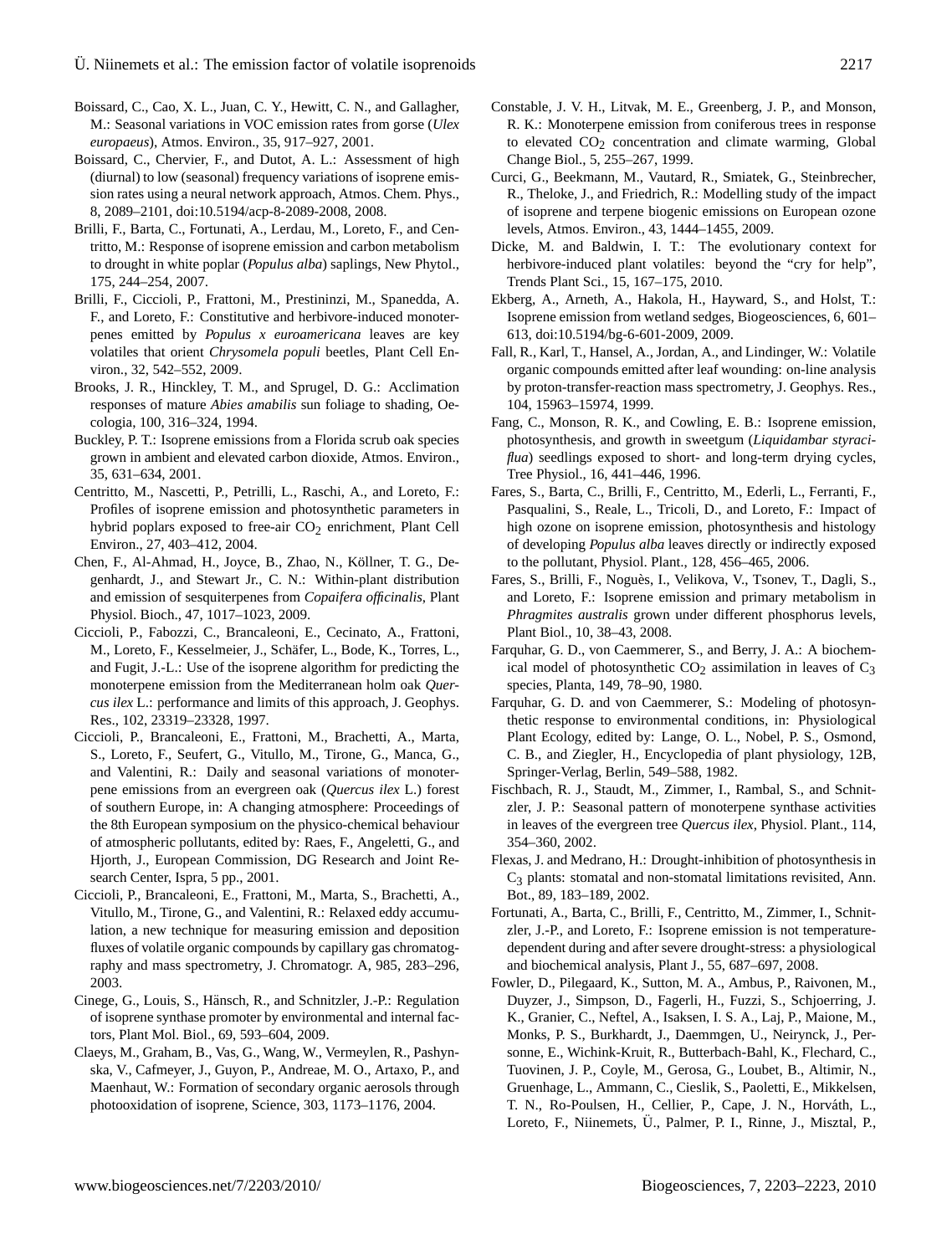Boissard, C., Cao, X. L., Juan, C. Y., Hewitt, C. N., and Gallagher, M.: Seasonal variations in VOC emission rates from gorse (*Ulex europaeus*), Atmos. Environ., 35, 917–927, 2001.

Boissard, C., Chervier, F., and Dutot, A. L.: Assessment of high (diurnal) to low (seasonal) frequency variations of isoprene emission rates using a neural network approach, Atmos. Chem. Phys., 8, 2089–2101, doi:10.5194/acp-8-2089-2008, 2008.

Brilli, F., Barta, C., Fortunati, A., Lerdau, M., Loreto, F., and Centritto, M.: Response of isoprene emission and carbon metabolism to drought in white poplar (*Populus alba*) saplings, New Phytol., 175, 244–254, 2007.

Brilli, F., Ciccioli, P., Frattoni, M., Prestininzi, M., Spanedda, A. F., and Loreto, F.: Constitutive and herbivore-induced monoterpenes emitted by *Populus x euroamericana* leaves are key volatiles that orient *Chrysomela populi* beetles, Plant Cell Environ., 32, 542–552, 2009.

Brooks, J. R., Hinckley, T. M., and Sprugel, D. G.: Acclimation responses of mature *Abies amabilis* sun foliage to shading, Oecologia, 100, 316–324, 1994.

Buckley, P. T.: Isoprene emissions from a Florida scrub oak species grown in ambient and elevated carbon dioxide, Atmos. Environ., 35, 631–634, 2001.

Centritto, M., Nascetti, P., Petrilli, L., Raschi, A., and Loreto, F.: Profiles of isoprene emission and photosynthetic parameters in hybrid poplars exposed to free-air $CO_2$ enrichment, Plant Cell Environ., 27, 403–412, 2004.

Chen, F., Al-Ahmad, H., Joyce, B., Zhao, N., Köllner, T. G., Degenhardt, J., and Stewart Jr., C. N.: Within-plant distribution and emission of sesquiterpenes from *Copaifera officinalis*, Plant Physiol. Bioch., 47, 1017–1023, 2009.

Ciccioli, P., Fabozzi, C., Brancaleoni, E., Cecinato, A., Frattoni, M., Loreto, F., Kesselmeier, J., Schäfer, L., Bode, K., Torres, L., and Fugit, J.-L.: Use of the isoprene algorithm for predicting the monoterpene emission from the Mediterranean holm oak *Quercus ilex* L.: performance and limits of this approach, J. Geophys. Res., 102, 23319–23328, 1997.

Ciccioli, P., Brancaleoni, E., Frattoni, M., Brachetti, A., Marta, S., Loreto, F., Seufert, G., Vitullo, M., Tirone, G., Manca, G., and Valentini, R.: Daily and seasonal variations of monoterpene emissions from an evergreen oak (*Quercus ilex* L.) forest of southern Europe, in: A changing atmosphere: Proceedings of the 8th European symposium on the physico-chemical behaviour of atmospheric pollutants, edited by: Raes, F., Angeletti, G., and Hjorth, J., European Commission, DG Research and Joint Research Center, Ispra, 5 pp., 2001.

Ciccioli, P., Brancaleoni, E., Frattoni, M., Marta, S., Brachetti, A., Vitullo, M., Tirone, G., and Valentini, R.: Relaxed eddy accumulation, a new technique for measuring emission and deposition fluxes of volatile organic compounds by capillary gas chromatography and mass spectrometry, J. Chromatogr. A, 985, 283–296, 2003.

Cinege, G., Louis, S., Hänsch, R., and Schnitzler, J.-P.: Regulation of isoprene synthase promoter by environmental and internal factors, Plant Mol. Biol., 69, 593–604, 2009.

Claeys, M., Graham, B., Vas, G., Wang, W., Vermeylen, R., Pashynska, V., Cafmeyer, J., Guyon, P., Andreae, M. O., Artaxo, P., and Maenhaut, W.: Formation of secondary organic aerosols through photooxidation of isoprene, Science, 303, 1173–1176, 2004.

Constable, J. V. H., Litvak, M. E., Greenberg, J. P., and Monson, R. K.: Monoterpene emission from coniferous trees in response to elevated $CO_2$ concentration and climate warming, Global Change Biol., 5, 255–267, 1999.

Curci, G., Beekmann, M., Vautard, R., Smiatek, G., Steinbrecher, R., Theloke, J., and Friedrich, R.: Modelling study of the impact of isoprene and terpene biogenic emissions on European ozone levels, Atmos. Environ., 43, 1444–1455, 2009.

Dicke, M. and Baldwin, I. T.: The evolutionary context for herbivore-induced plant volatiles: beyond the "cry for help", Trends Plant Sci., 15, 167–175, 2010.

Ekberg, A., Arneth, A., Hakola, H., Hayward, S., and Holst, T.: Isoprene emission from wetland sedges, Biogeosciences, 6, 601–613, doi:10.5194/bg-6-601-2009, 2009.

Fall, R., Karl, T., Hansel, A., Jordan, A., and Lindinger, W.: Volatile organic compounds emitted after leaf wounding: on-line analysis by proton-transfer-reaction mass spectrometry, J. Geophys. Res., 104, 15963–15974, 1999.

Fang, C., Monson, R. K., and Cowling, E. B.: Isoprene emission, photosynthesis, and growth in sweetgum (*Liquidambar styraciflua*) seedlings exposed to short- and long-term drying cycles, Tree Physiol., 16, 441–446, 1996.

Fares, S., Barta, C., Brilli, F., Centritto, M., Ederli, L., Ferranti, F., Pasqualini, S., Reale, L., Tricoli, D., and Loreto, F.: Impact of high ozone on isoprene emission, photosynthesis and histology of developing *Populus alba* leaves directly or indirectly exposed to the pollutant, Physiol. Plant., 128, 456–465, 2006.

Fares, S., Brilli, F., Noguès, I., Velikova, V., Tsonev, T., Dagli, S., and Loreto, F.: Isoprene emission and primary metabolism in *Phragmites australis* grown under different phosphorus levels, Plant Biol., 10, 38–43, 2008.

Farquhar, G. D., von Caemmerer, S., and Berry, J. A.: A biochemical model of photosynthetic $CO_2$ assimilation in leaves of $C_3$ species, Planta, 149, 78–90, 1980.

Farquhar, G. D. and von Caemmerer, S.: Modeling of photosynthetic response to environmental conditions, in: Physiological Plant Ecology, edited by: Lange, O. L., Nobel, P. S., Osmond, C. B., and Ziegler, H., Encyclopedia of plant physiology, 12B, Springer-Verlag, Berlin, 549–588, 1982.

Fischbach, R. J., Staudt, M., Zimmer, I., Rambal, S., and Schnitzler, J. P.: Seasonal pattern of monoterpene synthase activities in leaves of the evergreen tree *Quercus ilex*, Physiol. Plant., 114, 354–360, 2002.

Flexas, J. and Medrano, H.: Drought-inhibition of photosynthesis in $C_3$ plants: stomatal and non-stomatal limitations revisited, Ann. Bot., 89, 183–189, 2002.

Fortunati, A., Barta, C., Brilli, F., Centritto, M., Zimmer, I., Schnitzler, J.-P., and Loreto, F.: Isoprene emission is not temperature-dependent during and after severe drought-stress: a physiological and biochemical analysis, Plant J., 55, 687–697, 2008.

Fowler, D., Pilegaard, K., Sutton, M. A., Ambus, P., Raivonen, M., Duyzer, J., Simpson, D., Fagerli, H., Fuzzi, S., Schjoerring, J. K., Granier, C., Neftel, A., Isaksen, I. S. A., Laj, P., Maione, M., Monks, P. S., Burkhardt, J., Daemmgen, U., Neirynck, J., Personne, E., Wichink-Kruit, R., Butterbach-Bahl, K., Flechard, C., Tuovinen, J. P., Coyle, M., Gerosa, G., Loubet, B., Altimir, N., Gruenhage, L., Ammann, C., Cieslik, S., Paoletti, E., Mikkelsen, T. N., Ro-Poulsen, H., Cellier, P., Cape, J. N., Horváth, L., Loreto, F., Niinemets, Ü., Palmer, P. I., Rinne, J., Misztal, P.,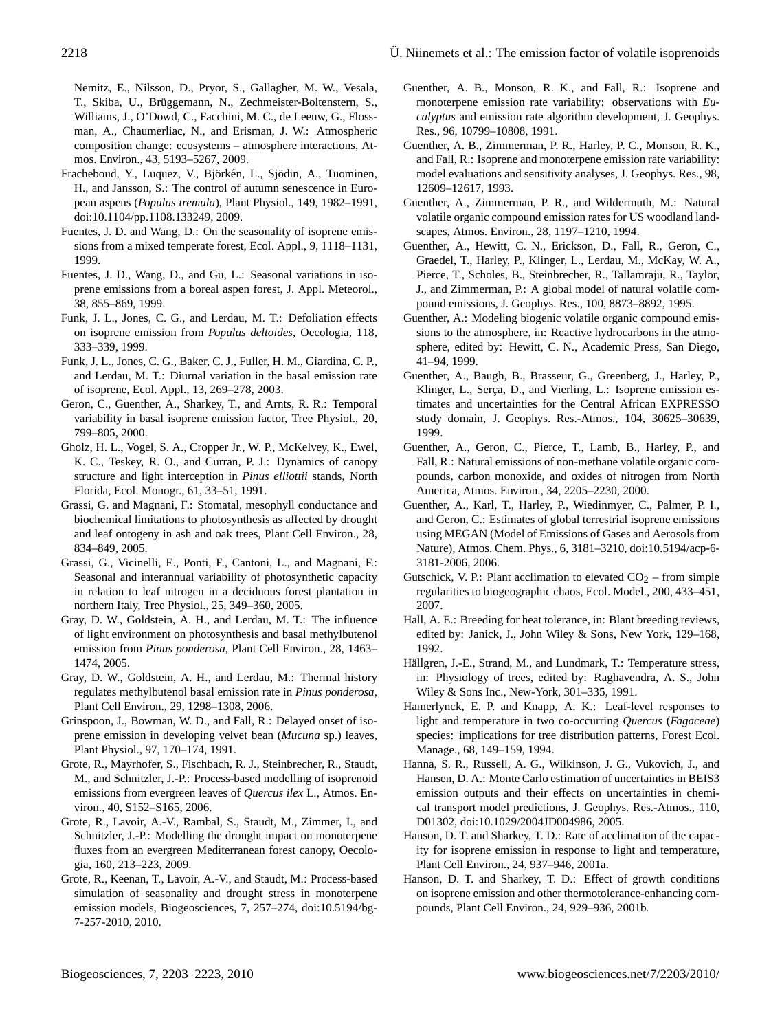Nemitz, E., Nilsson, D., Pryor, S., Gallagher, M. W., Vesala, T., Skiba, U., Brüggemann, N., Zechmeister-Boltenstern, S., Williams, J., O'Dowd, C., Facchini, M. C., de Leeuw, G., Flossman, A., Chaumerliac, N., and Erisman, J. W.: Atmospheric composition change: ecosystems – atmosphere interactions, Atmos. Environ., 43, 5193–5267, 2009.

Fracheboud, Y., Luquez, V., Björkén, L., Sjödin, A., Tuominen, H., and Jansson, S.: The control of autumn senescence in European aspens (*Populus tremula*), Plant Physiol., 149, 1982–1991, doi:10.1104/pp.108.133249, 2009.

Fuentes, J. D. and Wang, D.: On the seasonality of isoprene emissions from a mixed temperate forest, Ecol. Appl., 9, 1118–1131, 1999.

Fuentes, J. D., Wang, D., and Gu, L.: Seasonal variations in isoprene emissions from a boreal aspen forest, J. Appl. Meteorol., 38, 855–869, 1999.

Funk, J. L., Jones, C. G., and Lerdau, M. T.: Defoliation effects on isoprene emission from *Populus deltoides*, Oecologia, 118, 333–339, 1999.

Funk, J. L., Jones, C. G., Baker, C. J., Fuller, H. M., Giardina, C. P., and Lerdau, M. T.: Diurnal variation in the basal emission rate of isoprene, Ecol. Appl., 13, 269–278, 2003.

Geron, C., Guenther, A., Sharkey, T., and Arnts, R. R.: Temporal variability in basal isoprene emission factor, Tree Physiol., 20, 799–805, 2000.

Gholz, H. L., Vogel, S. A., Cropper Jr., W. P., McKelvey, K., Ewel, K. C., Teskey, R. O., and Curran, P. J.: Dynamics of canopy structure and light interception in *Pinus elliottii* stands, North Florida, Ecol. Monogr., 61, 33–51, 1991.

Grassi, G. and Magnani, F.: Stomatal, mesophyll conductance and biochemical limitations to photosynthesis as affected by drought and leaf ontogeny in ash and oak trees, Plant Cell Environ., 28, 834–849, 2005.

Grassi, G., Vicinelli, E., Ponti, F., Cantoni, L., and Magnani, F.: Seasonal and interannual variability of photosynthetic capacity in relation to leaf nitrogen in a deciduous forest plantation in northern Italy, Tree Physiol., 25, 349–360, 2005.

Gray, D. W., Goldstein, A. H., and Lerdau, M. T.: The influence of light environment on photosynthesis and basal methylbutenol emission from *Pinus ponderosa*, Plant Cell Environ., 28, 1463–1474, 2005.

Gray, D. W., Goldstein, A. H., and Lerdau, M.: Thermal history regulates methylbutenol basal emission rate in *Pinus ponderosa*, Plant Cell Environ., 29, 1298–1308, 2006.

Grinspoon, J., Bowman, W. D., and Fall, R.: Delayed onset of isoprene emission in developing velvet bean (*Mucuna* sp.) leaves, Plant Physiol., 97, 170–174, 1991.

Grote, R., Mayrhofer, S., Fischbach, R. J., Steinbrecher, R., Staudt, M., and Schnitzler, J.-P.: Process-based modelling of isoprenoid emissions from evergreen leaves of *Quercus ilex* L., Atmos. Environ., 40, S152–S165, 2006.

Grote, R., Lavoir, A.-V., Rambal, S., Staudt, M., Zimmer, I., and Schnitzler, J.-P.: Modelling the drought impact on monoterpene fluxes from an evergreen Mediterranean forest canopy, Oecologia, 160, 213–223, 2009.

Grote, R., Keenan, T., Lavoir, A.-V., and Staudt, M.: Process-based simulation of seasonality and drought stress in monoterpene emission models, Biogeosciences, 7, 257–274, doi:10.5194/bg-7-257-2010, 2010.

Guenther, A. B., Monson, R. K., and Fall, R.: Isoprene and monoterpene emission rate variability: observations with *Eucalyptus* and emission rate algorithm development, J. Geophys. Res., 96, 10799–10808, 1991.

Guenther, A. B., Zimmerman, P. R., Harley, P. C., Monson, R. K., and Fall, R.: Isoprene and monoterpene emission rate variability: model evaluations and sensitivity analyses, J. Geophys. Res., 98, 12609–12617, 1993.

Guenther, A., Zimmerman, P. R., and Wildermuth, M.: Natural volatile organic compound emission rates for US woodland landscapes, Atmos. Environ., 28, 1197–1210, 1994.

Guenther, A., Hewitt, C. N., Erickson, D., Fall, R., Geron, C., Graedel, T., Harley, P., Klinger, L., Lerdau, M., McKay, W. A., Pierce, T., Scholes, B., Steinbrecher, R., Tallamraju, R., Taylor, J., and Zimmerman, P.: A global model of natural volatile compound emissions, J. Geophys. Res., 100, 8873–8892, 1995.

Guenther, A.: Modeling biogenic volatile organic compound emissions to the atmosphere, in: Reactive hydrocarbons in the atmosphere, edited by: Hewitt, C. N., Academic Press, San Diego, 41–94, 1999.

Guenther, A., Baugh, B., Brasseur, G., Greenberg, J., Harley, P., Klinger, L., Serça, D., and Vierling, L.: Isoprene emission estimates and uncertainties for the Central African EXPRESSO study domain, J. Geophys. Res.-Atmos., 104, 30625–30639, 1999.

Guenther, A., Geron, C., Pierce, T., Lamb, B., Harley, P., and Fall, R.: Natural emissions of non-methane volatile organic compounds, carbon monoxide, and oxides of nitrogen from North America, Atmos. Environ., 34, 2205–2230, 2000.

Guenther, A., Karl, T., Harley, P., Wiedinmyer, C., Palmer, P. I., and Geron, C.: Estimates of global terrestrial isoprene emissions using MEGAN (Model of Emissions of Gases and Aerosols from Nature), Atmos. Chem. Phys., 6, 3181–3210, doi:10.5194/acp-6-3181-2006, 2006.

Gutschick, V. P.: Plant acclimation to elevated $CO_2$ – from simple regularities to biogeographic chaos, Ecol. Model., 200, 433–451, 2007.

Hall, A. E.: Breeding for heat tolerance, in: Plant breeding reviews, edited by: Janick, J., John Wiley & Sons, New York, 129–168, 1992.

Hällgren, J.-E., Strand, M., and Lundmark, T.: Temperature stress, in: Physiology of trees, edited by: Raghavendra, A. S., John Wiley & Sons Inc., New-York, 301–335, 1991.

Hamerlynck, E. P. and Knapp, A. K.: Leaf-level responses to light and temperature in two co-occurring *Quercus* (*Fagaceae*) species: implications for tree distribution patterns, Forest Ecol. Manage., 68, 149–159, 1994.

Hanna, S. R., Russell, A. G., Wilkinson, J. G., Vukovich, J., and Hansen, D. A.: Monte Carlo estimation of uncertainties in BEIS3 emission outputs and their effects on uncertainties in chemical transport model predictions, J. Geophys. Res.-Atmos., 110, D01302, doi:10.1029/2004JD004986, 2005.

Hanson, D. T. and Sharkey, T. D.: Rate of acclimation of the capacity for isoprene emission in response to light and temperature, Plant Cell Environ., 24, 937–946, 2001a.

Hanson, D. T. and Sharkey, T. D.: Effect of growth conditions on isoprene emission and other thermotolerance-enhancing compounds, Plant Cell Environ., 24, 929–936, 2001b.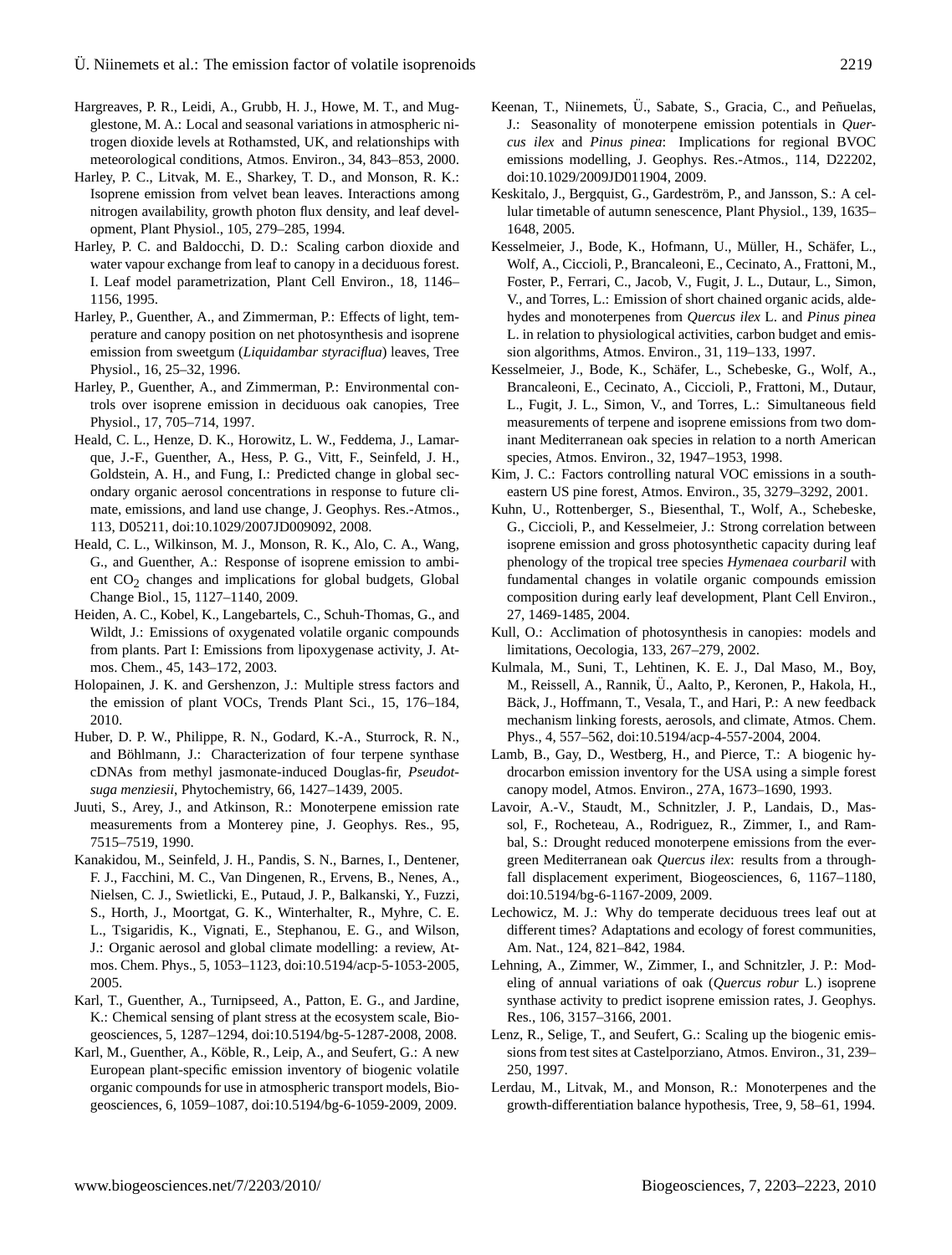Hargreaves, P. R., Leidi, A., Grubb, H. J., Howe, M. T., and Mugglestone, M. A.: Local and seasonal variations in atmospheric nitrogen dioxide levels at Rothamsted, UK, and relationships with meteorological conditions, Atmos. Environ., 34, 843–853, 2000.

Harley, P. C., Litvak, M. E., Sharkey, T. D., and Monson, R. K.: Isoprene emission from velvet bean leaves. Interactions among nitrogen availability, growth photon flux density, and leaf development, Plant Physiol., 105, 279–285, 1994.

Harley, P. C. and Baldocchi, D. D.: Scaling carbon dioxide and water vapour exchange from leaf to canopy in a deciduous forest. I. Leaf model parametrization, Plant Cell Environ., 18, 1146–1156, 1995.

Harley, P., Guenther, A., and Zimmerman, P.: Effects of light, temperature and canopy position on net photosynthesis and isoprene emission from sweetgum (*Liquidambar styraciflua*) leaves, Tree Physiol., 16, 25–32, 1996.

Harley, P., Guenther, A., and Zimmerman, P.: Environmental controls over isoprene emission in deciduous oak canopies, Tree Physiol., 17, 705–714, 1997.

Heald, C. L., Henze, D. K., Horowitz, L. W., Feddema, J., Lamarque, J.-F., Guenther, A., Hess, P. G., Vitt, F., Seinfeld, J. H., Goldstein, A. H., and Fung, I.: Predicted change in global secondary organic aerosol concentrations in response to future climate, emissions, and land use change, J. Geophys. Res.-Atmos., 113, D05211, doi:10.1029/2007JD009092, 2008.

Heald, C. L., Wilkinson, M. J., Monson, R. K., Alo, C. A., Wang, G., and Guenther, A.: Response of isoprene emission to ambient $CO_2$ changes and implications for global budgets, Global Change Biol., 15, 1127–1140, 2009.

Heiden, A. C., Kobel, K., Langebartels, C., Schuh-Thomas, G., and Wildt, J.: Emissions of oxygenated volatile organic compounds from plants. Part I: Emissions from lipoxygenase activity, J. Atmos. Chem., 45, 143–172, 2003.

Holopainen, J. K. and Gershenzon, J.: Multiple stress factors and the emission of plant VOCs, Trends Plant Sci., 15, 176–184, 2010.

Huber, D. P. W., Philippe, R. N., Godard, K.-A., Sturrock, R. N., and Böhlmann, J.: Characterization of four terpene synthase cDNAs from methyl jasmonate-induced Douglas-fir, *Pseudotsuga menziesii*, Phytochemistry, 66, 1427–1439, 2005.

Juuti, S., Arey, J., and Atkinson, R.: Monoterpene emission rate measurements from a Monterey pine, J. Geophys. Res., 95, 7515–7519, 1990.

Kanakidou, M., Seinfeld, J. H., Pandis, S. N., Barnes, I., Dentener, F. J., Facchini, M. C., Van Dingenen, R., Ervens, B., Nenes, A., Nielsen, C. J., Swietlicki, E., Putaud, J. P., Balkanski, Y., Fuzzi, S., Horth, J., Moortgat, G. K., Winterhalter, R., Myhre, C. E. L., Tsigaridis, K., Vignati, E., Stephanou, E. G., and Wilson, J.: Organic aerosol and global climate modelling: a review, Atmos. Chem. Phys., 5, 1053–1123, doi:10.5194/acp-5-1053-2005, 2005.

Karl, T., Guenther, A., Turnipseed, A., Patton, E. G., and Jardine, K.: Chemical sensing of plant stress at the ecosystem scale, Biogeosciences, 5, 1287–1294, doi:10.5194/bg-5-1287-2008, 2008.

Karl, M., Guenther, A., Köble, R., Leip, A., and Seufert, G.: A new European plant-specific emission inventory of biogenic volatile organic compounds for use in atmospheric transport models, Biogeosciences, 6, 1059–1087, doi:10.5194/bg-6-1059-2009, 2009.

Keenan, T., Niinemets, Ü., Sabate, S., Gracia, C., and Peñuelas, J.: Seasonality of monoterpene emission potentials in *Quercus ilex* and *Pinus pinea*: Implications for regional BVOC emissions modelling, J. Geophys. Res.-Atmos., 114, D22202, doi:10.1029/2009JD011904, 2009.

Keskitalo, J., Bergquist, G., Gardeström, P., and Jansson, S.: A cellular timetable of autumn senescence, Plant Physiol., 139, 1635–1648, 2005.

Kesselmeier, J., Bode, K., Hofmann, U., Müller, H., Schäfer, L., Wolf, A., Ciccioli, P., Brancaleoni, E., Cecinato, A., Frattoni, M., Foster, P., Ferrari, C., Jacob, V., Fugit, J. L., Dutaur, L., Simon, V., and Torres, L.: Emission of short chained organic acids, aldehydes and monoterpenes from *Quercus ilex* L. and *Pinus pinea* L. in relation to physiological activities, carbon budget and emission algorithms, Atmos. Environ., 31, 119–133, 1997.

Kesselmeier, J., Bode, K., Schäfer, L., Schebeske, G., Wolf, A., Brancaleoni, E., Cecinato, A., Ciccioli, P., Frattoni, M., Dutaur, L., Fugit, J. L., Simon, V., and Torres, L.: Simultaneous field measurements of terpene and isoprene emissions from two dominant Mediterranean oak species in relation to a north American species, Atmos. Environ., 32, 1947–1953, 1998.

Kim, J. C.: Factors controlling natural VOC emissions in a southeastern US pine forest, Atmos. Environ., 35, 3279–3292, 2001.

Kuhn, U., Rottenberger, S., Biesenthal, T., Wolf, A., Schebeske, G., Ciccioli, P., and Kesselmeier, J.: Strong correlation between isoprene emission and gross photosynthetic capacity during leaf phenology of the tropical tree species *Hymenaea courbaril* with fundamental changes in volatile organic compounds emission composition during early leaf development, Plant Cell Environ., 27, 1469-1485, 2004.

Kull, O.: Acclimation of photosynthesis in canopies: models and limitations, Oecologia, 133, 267–279, 2002.

Kulmala, M., Suni, T., Lehtinen, K. E. J., Dal Maso, M., Boy, M., Reissell, A., Rannik, Ü., Aalto, P., Keronen, P., Hakola, H., Bäck, J., Hoffmann, T., Vesala, T., and Hari, P.: A new feedback mechanism linking forests, aerosols, and climate, Atmos. Chem. Phys., 4, 557–562, doi:10.5194/acp-4-557-2004, 2004.

Lamb, B., Gay, D., Westberg, H., and Pierce, T.: A biogenic hydrocarbon emission inventory for the USA using a simple forest canopy model, Atmos. Environ., 27A, 1673–1690, 1993.

Lavoir, A.-V., Staudt, M., Schnitzler, J. P., Landais, D., Massol, F., Rocheteau, A., Rodriguez, R., Zimmer, I., and Rambal, S.: Drought reduced monoterpene emissions from the evergreen Mediterranean oak *Quercus ilex*: results from a throughfall displacement experiment, Biogeosciences, 6, 1167–1180, doi:10.5194/bg-6-1167-2009, 2009.

Lechowicz, M. J.: Why do temperate deciduous trees leaf out at different times? Adaptations and ecology of forest communities, Am. Nat., 124, 821–842, 1984.

Lehning, A., Zimmer, W., Zimmer, I., and Schnitzler, J. P.: Modeling of annual variations of oak (*Quercus robur* L.) isoprene synthase activity to predict isoprene emission rates, J. Geophys. Res., 106, 3157–3166, 2001.

Lenz, R., Selige, T., and Seufert, G.: Scaling up the biogenic emissions from test sites at Castelporziano, Atmos. Environ., 31, 239–250, 1997.

Lerdau, M., Litvak, M., and Monson, R.: Monoterpenes and the growth-differentiation balance hypothesis, Tree, 9, 58–61, 1994.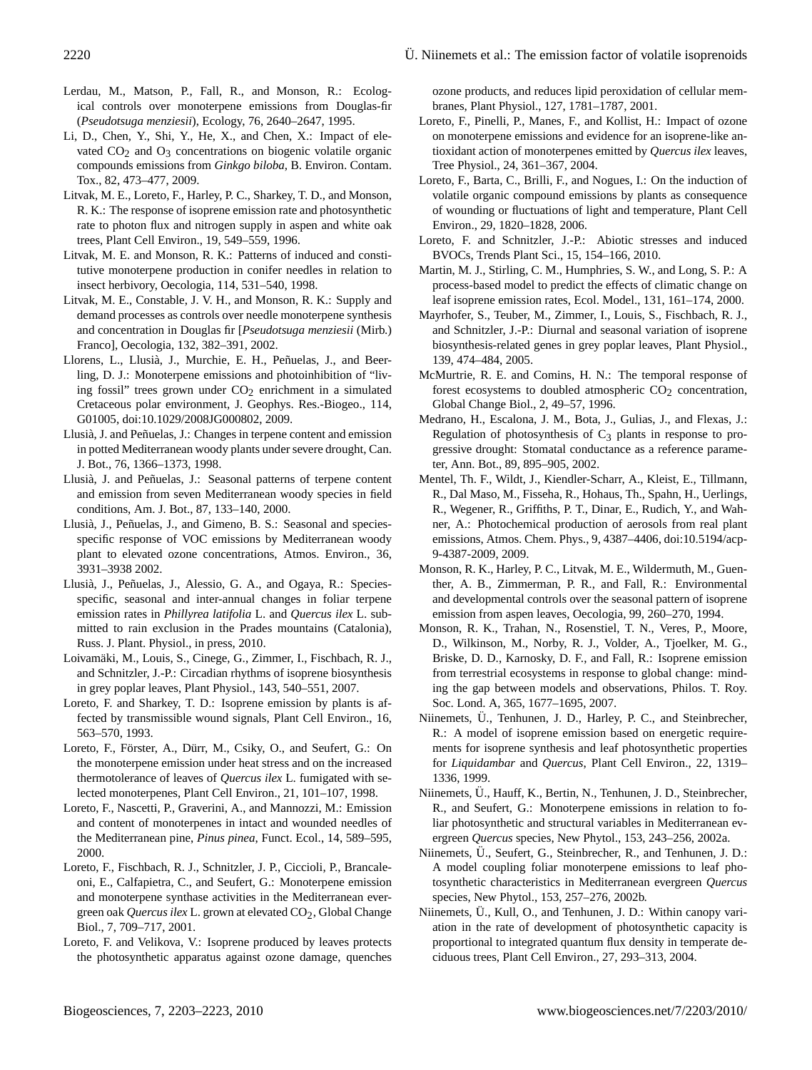Lerdau, M., Matson, P., Fall, R., and Monson, R.: Ecological controls over monoterpene emissions from Douglas-fir (*Pseudotsuga menziesii*), Ecology, 76, 2640–2647, 1995.

Li, D., Chen, Y., Shi, Y., He, X., and Chen, X.: Impact of elevated $CO_2$ and $O_3$ concentrations on biogenic volatile organic compounds emissions from *Ginkgo biloba*, B. Environ. Contam. Tox., 82, 473–477, 2009.

Litvak, M. E., Loreto, F., Harley, P. C., Sharkey, T. D., and Monson, R. K.: The response of isoprene emission rate and photosynthetic rate to photon flux and nitrogen supply in aspen and white oak trees, Plant Cell Environ., 19, 549–559, 1996.

Litvak, M. E. and Monson, R. K.: Patterns of induced and constitutive monoterpene production in conifer needles in relation to insect herbivory, Oecologia, 114, 531–540, 1998.

Litvak, M. E., Constable, J. V. H., and Monson, R. K.: Supply and demand processes as controls over needle monoterpene synthesis and concentration in Douglas fir [*Pseudotsuga menziesii* (Mirb.) Franco], Oecologia, 132, 382–391, 2002.

Llorens, L., Llusià, J., Murchie, E. H., Peñuelas, J., and Beerling, D. J.: Monoterpene emissions and photoinhibition of "living fossil" trees grown under $CO_2$ enrichment in a simulated Cretaceous polar environment, J. Geophys. Res.-Biogeo., 114, G01005, doi:10.1029/2008JG000802, 2009.

Llusià, J. and Peñuelas, J.: Changes in terpene content and emission in potted Mediterranean woody plants under severe drought, Can. J. Bot., 76, 1366–1373, 1998.

Llusià, J. and Peñuelas, J.: Seasonal patterns of terpene content and emission from seven Mediterranean woody species in field conditions, Am. J. Bot., 87, 133–140, 2000.

Llusià, J., Peñuelas, J., and Gimeno, B. S.: Seasonal and species-specific response of VOC emissions by Mediterranean woody plant to elevated ozone concentrations, Atmos. Environ., 36, 3931–3938 2002.

Llusià, J., Peñuelas, J., Alessio, G. A., and Ogaya, R.: Species-specific, seasonal and inter-annual changes in foliar terpene emission rates in *Phillyrea latifolia* L. and *Quercus ilex* L. submitted to rain exclusion in the Prades mountains (Catalonia), Russ. J. Plant. Physiol., in press, 2010.

Loivamäki, M., Louis, S., Cinege, G., Zimmer, I., Fischbach, R. J., and Schnitzler, J.-P.: Circadian rhythms of isoprene biosynthesis in grey poplar leaves, Plant Physiol., 143, 540–551, 2007.

Loreto, F. and Sharkey, T. D.: Isoprene emission by plants is affected by transmissible wound signals, Plant Cell Environ., 16, 563–570, 1993.

Loreto, F., Förster, A., Dürr, M., Csiky, O., and Seufert, G.: On the monoterpene emission under heat stress and on the increased thermotolerance of leaves of *Quercus ilex* L. fumigated with selected monoterpenes, Plant Cell Environ., 21, 101–107, 1998.

Loreto, F., Nascetti, P., Graverini, A., and Mannozzi, M.: Emission and content of monoterpenes in intact and wounded needles of the Mediterranean pine, *Pinus pinea*, Funct. Ecol., 14, 589–595, 2000.

Loreto, F., Fischbach, R. J., Schnitzler, J. P., Ciccioli, P., Brancaleoni, E., Calfapietra, C., and Seufert, G.: Monoterpene emission and monoterpene synthase activities in the Mediterranean evergreen oak *Quercus ilex* L. grown at elevated $CO_2$, Global Change Biol., 7, 709–717, 2001.

Loreto, F. and Velikova, V.: Isoprene produced by leaves protects the photosynthetic apparatus against ozone damage, quenches ozone products, and reduces lipid peroxidation of cellular membranes, Plant Physiol., 127, 1781–1787, 2001.

Loreto, F., Pinelli, P., Manes, F., and Kollist, H.: Impact of ozone on monoterpene emissions and evidence for an isoprene-like antioxidant action of monoterpenes emitted by *Quercus ilex* leaves, Tree Physiol., 24, 361–367, 2004.

Loreto, F., Barta, C., Brilli, F., and Nogues, I.: On the induction of volatile organic compound emissions by plants as consequence of wounding or fluctuations of light and temperature, Plant Cell Environ., 29, 1820–1828, 2006.

Loreto, F. and Schnitzler, J.-P.: Abiotic stresses and induced BVOCs, Trends Plant Sci., 15, 154–166, 2010.

Martin, M. J., Stirling, C. M., Humphries, S. W., and Long, S. P.: A process-based model to predict the effects of climatic change on leaf isoprene emission rates, Ecol. Model., 131, 161–174, 2000.

Mayrhofer, S., Teuber, M., Zimmer, I., Louis, S., Fischbach, R. J., and Schnitzler, J.-P.: Diurnal and seasonal variation of isoprene biosynthesis-related genes in grey poplar leaves, Plant Physiol., 139, 474–484, 2005.

McMurtrie, R. E. and Comins, H. N.: The temporal response of forest ecosystems to doubled atmospheric $CO_2$ concentration, Global Change Biol., 2, 49–57, 1996.

Medrano, H., Escalona, J. M., Bota, J., Gulias, J., and Flexas, J.: Regulation of photosynthesis of $C_3$ plants in response to progressive drought: Stomatal conductance as a reference parameter, Ann. Bot., 89, 895–905, 2002.

Mentel, Th. F., Wildt, J., Kiendler-Scharr, A., Kleist, E., Tillmann, R., Dal Maso, M., Fisseha, R., Hohaus, Th., Spahn, H., Uerlings, R., Wegener, R., Griffiths, P. T., Dinar, E., Rudich, Y., and Wahner, A.: Photochemical production of aerosols from real plant emissions, Atmos. Chem. Phys., 9, 4387–4406, doi:10.5194/acp-9-4387-2009, 2009.

Monson, R. K., Harley, P. C., Litvak, M. E., Wildermuth, M., Guenther, A. B., Zimmerman, P. R., and Fall, R.: Environmental and developmental controls over the seasonal pattern of isoprene emission from aspen leaves, Oecologia, 99, 260–270, 1994.

Monson, R. K., Trahan, N., Rosenstiel, T. N., Veres, P., Moore, D., Wilkinson, M., Norby, R. J., Volder, A., Tjoelker, M. G., Briske, D. D., Karnosky, D. F., and Fall, R.: Isoprene emission from terrestrial ecosystems in response to global change: minding the gap between models and observations, Philos. T. Roy. Soc. Lond. A, 365, 1677–1695, 2007.

Niinemets, Ü., Tenhunen, J. D., Harley, P. C., and Steinbrecher, R.: A model of isoprene emission based on energetic requirements for isoprene synthesis and leaf photosynthetic properties for *Liquidambar* and *Quercus*, Plant Cell Environ., 22, 1319–1336, 1999.

Niinemets, Ü., Hauff, K., Bertin, N., Tenhunen, J. D., Steinbrecher, R., and Seufert, G.: Monoterpene emissions in relation to foliar photosynthetic and structural variables in Mediterranean evergreen *Quercus* species, New Phytol., 153, 243–256, 2002a.

Niinemets, Ü., Seufert, G., Steinbrecher, R., and Tenhunen, J. D.: A model coupling foliar monoterpene emissions to leaf photosynthetic characteristics in Mediterranean evergreen *Quercus* species, New Phytol., 153, 257–276, 2002b.

Niinemets, Ü., Kull, O., and Tenhunen, J. D.: Within canopy variation in the rate of development of photosynthetic capacity is proportional to integrated quantum flux density in temperate deciduous trees, Plant Cell Environ., 27, 293–313, 2004.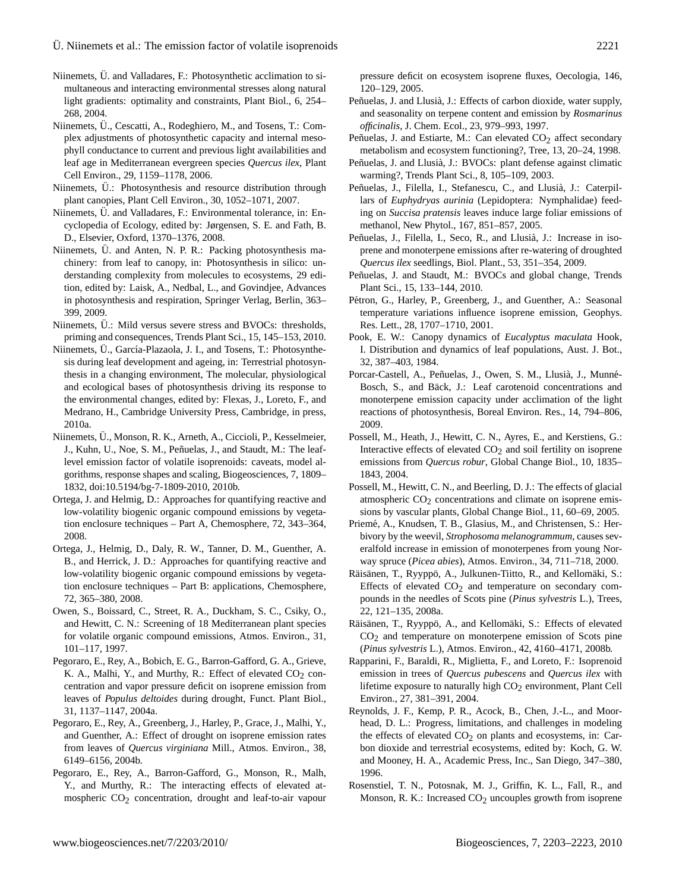Niinemets, Ü. and Valladares, F.: Photosynthetic acclimation to simultaneous and interacting environmental stresses along natural light gradients: optimality and constraints, Plant Biol., 6, 254–268, 2004.

Niinemets, Ü., Cescatti, A., Rodeghiero, M., and Tosens, T.: Complex adjustments of photosynthetic capacity and internal mesophyll conductance to current and previous light availabilities and leaf age in Mediterranean evergreen species *Quercus ilex*, Plant Cell Environ., 29, 1159–1178, 2006.

Niinemets, Ü.: Photosynthesis and resource distribution through plant canopies, Plant Cell Environ., 30, 1052–1071, 2007.

Niinemets, Ü. and Valladares, F.: Environmental tolerance, in: Encyclopedia of Ecology, edited by: Jørgensen, S. E. and Fath, B. D., Elsevier, Oxford, 1370–1376, 2008.

Niinemets, Ü. and Anten, N. P. R.: Packing photosynthesis machinery: from leaf to canopy, in: Photosynthesis in silico: understanding complexity from molecules to ecosystems, 29 edition, edited by: Laisk, A., Nedbal, L., and Govindjee, Advances in photosynthesis and respiration, Springer Verlag, Berlin, 363–399, 2009.

Niinemets, Ü.: Mild versus severe stress and BVOCs: thresholds, priming and consequences, Trends Plant Sci., 15, 145–153, 2010.

Niinemets, Ü., García-Plazaola, J. I., and Tosens, T.: Photosynthesis during leaf development and ageing, in: Terrestrial photosynthesis in a changing environment, The molecular, physiological and ecological bases of photosynthesis driving its response to the environmental changes, edited by: Flexas, J., Loreto, F., and Medrano, H., Cambridge University Press, Cambridge, in press, 2010a.

Niinemets, Ü., Monson, R. K., Arneth, A., Ciccioli, P., Kesselmeier, J., Kuhn, U., Noe, S. M., Peñuelas, J., and Staudt, M.: The leaf-level emission factor of volatile isoprenoids: caveats, model algorithms, response shapes and scaling, Biogeosciences, 7, 1809–1832, doi:10.5194/bg-7-1809-2010, 2010b.

Ortega, J. and Helmig, D.: Approaches for quantifying reactive and low-volatility biogenic organic compound emissions by vegetation enclosure techniques – Part A, Chemosphere, 72, 343–364, 2008.

Ortega, J., Helmig, D., Daly, R. W., Tanner, D. M., Guenther, A. B., and Herrick, J. D.: Approaches for quantifying reactive and low-volatility biogenic organic compound emissions by vegetation enclosure techniques – Part B: applications, Chemosphere, 72, 365–380, 2008.

Owen, S., Boissard, C., Street, R. A., Duckham, S. C., Csiky, O., and Hewitt, C. N.: Screening of 18 Mediterranean plant species for volatile organic compound emissions, Atmos. Environ., 31, 101–117, 1997.

Pegoraro, E., Rey, A., Bobich, E. G., Barron-Gafford, G. A., Grieve, K. A., Malhi, Y., and Murthy, R.: Effect of elevated $CO_2$ concentration and vapor pressure deficit on isoprene emission from leaves of *Populus deltoides* during drought, Funct. Plant Biol., 31, 1137–1147, 2004a.

Pegoraro, E., Rey, A., Greenberg, J., Harley, P., Grace, J., Malhi, Y., and Guenther, A.: Effect of drought on isoprene emission rates from leaves of *Quercus virginiana* Mill., Atmos. Environ., 38, 6149–6156, 2004b.

Pegoraro, E., Rey, A., Barron-Gafford, G., Monson, R., Malh, Y., and Murthy, R.: The interacting effects of elevated atmospheric $CO_2$ concentration, drought and leaf-to-air vapour pressure deficit on ecosystem isoprene fluxes, Oecologia, 146, 120–129, 2005.

Peñuelas, J. and Llusià, J.: Effects of carbon dioxide, water supply, and seasonality on terpene content and emission by *Rosmarinus officinalis*, J. Chem. Ecol., 23, 979–993, 1997.

Peñuelas, J. and Estiarte, M.: Can elevated $CO_2$ affect secondary metabolism and ecosystem functioning?, Tree, 13, 20–24, 1998.

Peñuelas, J. and Llusià, J.: BVOCs: plant defense against climatic warming?, Trends Plant Sci., 8, 105–109, 2003.

Peñuelas, J., Filella, I., Stefanescu, C., and Llusià, J.: Caterpillars of *Euphydryas aurinia* (Lepidoptera: Nymphalidae) feeding on *Succisa pratensis* leaves induce large foliar emissions of methanol, New Phytol., 167, 851–857, 2005.

Peñuelas, J., Filella, I., Seco, R., and Llusià, J.: Increase in isoprene and monoterpene emissions after re-watering of droughted *Quercus ilex* seedlings, Biol. Plant., 53, 351–354, 2009.

Peñuelas, J. and Staudt, M.: BVOCs and global change, Trends Plant Sci., 15, 133–144, 2010.

Pétron, G., Harley, P., Greenberg, J., and Guenther, A.: Seasonal temperature variations influence isoprene emission, Geophys. Res. Lett., 28, 1707–1710, 2001.

Pook, E. W.: Canopy dynamics of *Eucalyptus maculata* Hook, I. Distribution and dynamics of leaf populations, Aust. J. Bot., 32, 387–403, 1984.

Porcar-Castell, A., Peñuelas, J., Owen, S. M., Llusià, J., Munné-Bosch, S., and Bäck, J.: Leaf carotenoid concentrations and monoterpene emission capacity under acclimation of the light reactions of photosynthesis, Boreal Environ. Res., 14, 794–806, 2009.

Possell, M., Heath, J., Hewitt, C. N., Ayres, E., and Kerstiens, G.: Interactive effects of elevated $CO_2$ and soil fertility on isoprene emissions from *Quercus robur*, Global Change Biol., 10, 1835–1843, 2004.

Possell, M., Hewitt, C. N., and Beerling, D. J.: The effects of glacial atmospheric $CO_2$ concentrations and climate on isoprene emissions by vascular plants, Global Change Biol., 11, 60–69, 2005.

Priemé, A., Knudsen, T. B., Glasius, M., and Christensen, S.: Herbivory by the weevil, *Strophosoma melanogrammum*, causes severalfold increase in emission of monoterpenes from young Norway spruce (*Picea abies*), Atmos. Environ., 34, 711–718, 2000.

Räisänen, T., Ryyppö, A., Julkunen-Tiitto, R., and Kellomäki, S.: Effects of elevated $CO_2$ and temperature on secondary compounds in the needles of Scots pine (*Pinus sylvestris* L.), Trees, 22, 121–135, 2008a.

Räisänen, T., Ryyppö, A., and Kellomäki, S.: Effects of elevated $CO_2$ and temperature on monoterpene emission of Scots pine (*Pinus sylvestris* L.), Atmos. Environ., 42, 4160–4171, 2008b.

Rapparini, F., Baraldi, R., Miglietta, F., and Loreto, F.: Isoprenoid emission in trees of *Quercus pubescens* and *Quercus ilex* with lifetime exposure to naturally high $CO_2$ environment, Plant Cell Environ., 27, 381–391, 2004.

Reynolds, J. F., Kemp, P. R., Acock, B., Chen, J.-L., and Moorhead, D. L.: Progress, limitations, and challenges in modeling the effects of elevated $CO_2$ on plants and ecosystems, in: Carbon dioxide and terrestrial ecosystems, edited by: Koch, G. W. and Mooney, H. A., Academic Press, Inc., San Diego, 347–380, 1996.

Rosenstiel, T. N., Potosnak, M. J., Griffin, K. L., Fall, R., and Monson, R. K.: Increased $CO_2$ uncouples growth from isoprene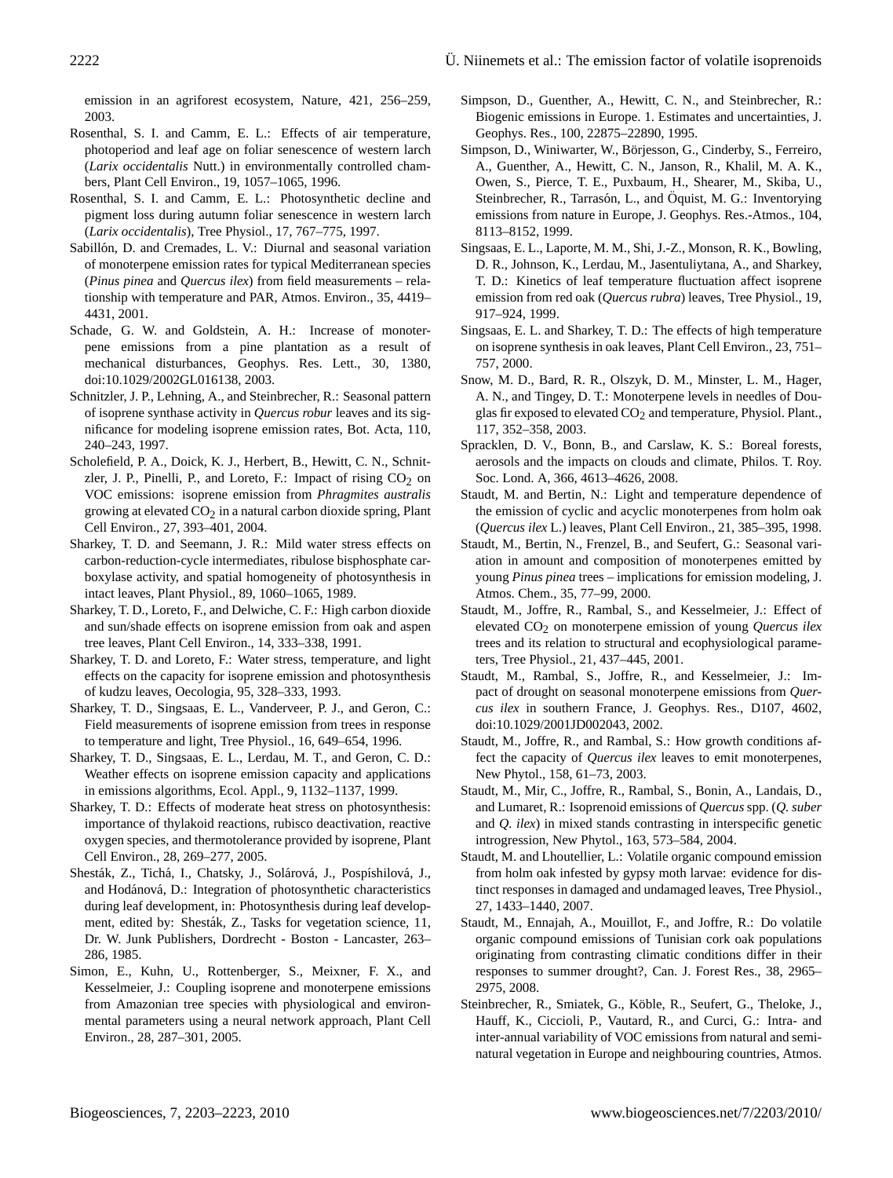emission in an agriforest ecosystem, Nature, 421, 256–259, 2003.

Rosenthal, S. I. and Camm, E. L.: Effects of air temperature, photoperiod and leaf age on foliar senescence of western larch (*Larix occidentalis* Nutt.) in environmentally controlled chambers, Plant Cell Environ., 19, 1057–1065, 1996.

Rosenthal, S. I. and Camm, E. L.: Photosynthetic decline and pigment loss during autumn foliar senescence in western larch (*Larix occidentalis*), Tree Physiol., 17, 767–775, 1997.

Sabillón, D. and Cremades, L. V.: Diurnal and seasonal variation of monoterpene emission rates for typical Mediterranean species (*Pinus pinea* and *Quercus ilex*) from field measurements – relationship with temperature and PAR, Atmos. Environ., 35, 4419–4431, 2001.

Schade, G. W. and Goldstein, A. H.: Increase of monoterpene emissions from a pine plantation as a result of mechanical disturbances, Geophys. Res. Lett., 30, 1380, doi:10.1029/2002GL016138, 2003.

Schnitzler, J. P., Lehning, A., and Steinbrecher, R.: Seasonal pattern of isoprene synthase activity in *Quercus robur* leaves and its significance for modeling isoprene emission rates, Bot. Acta, 110, 240–243, 1997.

Scholefield, P. A., Doick, K. J., Herbert, B., Hewitt, C. N., Schnitzler, J. P., Pinelli, P., and Loreto, F.: Impact of rising $CO_2$ on VOC emissions: isoprene emission from *Phragmites australis* growing at elevated $CO_2$ in a natural carbon dioxide spring, Plant Cell Environ., 27, 393–401, 2004.

Sharkey, T. D. and Seemann, J. R.: Mild water stress effects on carbon-reduction-cycle intermediates, ribulose bisphosphate carboxylase activity, and spatial homogeneity of photosynthesis in intact leaves, Plant Physiol., 89, 1060–1065, 1989.

Sharkey, T. D., Loreto, F., and Delwiche, C. F.: High carbon dioxide and sun/shade effects on isoprene emission from oak and aspen tree leaves, Plant Cell Environ., 14, 333–338, 1991.

Sharkey, T. D. and Loreto, F.: Water stress, temperature, and light effects on the capacity for isoprene emission and photosynthesis of kudzu leaves, Oecologia, 95, 328–333, 1993.

Sharkey, T. D., Singsaas, E. L., Vanderveer, P. J., and Geron, C.: Field measurements of isoprene emission from trees in response to temperature and light, Tree Physiol., 16, 649–654, 1996.

Sharkey, T. D., Singsaas, E. L., Lerdau, M. T., and Geron, C. D.: Weather effects on isoprene emission capacity and applications in emissions algorithms, Ecol. Appl., 9, 1132–1137, 1999.

Sharkey, T. D.: Effects of moderate heat stress on photosynthesis: importance of thylakoid reactions, rubisco deactivation, reactive oxygen species, and thermotolerance provided by isoprene, Plant Cell Environ., 28, 269–277, 2005.

Shesták, Z., Tichá, I., Chatsky, J., Solárová, J., Pospíshilová, J., and Hodánová, D.: Integration of photosynthetic characteristics during leaf development, in: Photosynthesis during leaf development, edited by: Shesták, Z., Tasks for vegetation science, 11, Dr. W. Junk Publishers, Dordrecht - Boston - Lancaster, 263–286, 1985.

Simon, E., Kuhn, U., Rottenberger, S., Meixner, F. X., and Kesselmeier, J.: Coupling isoprene and monoterpene emissions from Amazonian tree species with physiological and environmental parameters using a neural network approach, Plant Cell Environ., 28, 287–301, 2005.

Simpson, D., Guenther, A., Hewitt, C. N., and Steinbrecher, R.: Biogenic emissions in Europe. 1. Estimates and uncertainties, J. Geophys. Res., 100, 22875–22890, 1995.

Simpson, D., Winiwarter, W., Börjesson, G., Cinderby, S., Ferreiro, A., Guenther, A., Hewitt, C. N., Janson, R., Khalil, M. A. K., Owen, S., Pierce, T. E., Puxbaum, H., Shearer, M., Skiba, U., Steinbrecher, R., Tarrasón, L., and Öquist, M. G.: Inventorying emissions from nature in Europe, J. Geophys. Res.-Atmos., 104, 8113–8152, 1999.

Singsaas, E. L., Laporte, M. M., Shi, J.-Z., Monson, R. K., Bowling, D. R., Johnson, K., Lerdau, M., Jasentuliytana, A., and Sharkey, T. D.: Kinetics of leaf temperature fluctuation affect isoprene emission from red oak (*Quercus rubra*) leaves, Tree Physiol., 19, 917–924, 1999.

Singsaas, E. L. and Sharkey, T. D.: The effects of high temperature on isoprene synthesis in oak leaves, Plant Cell Environ., 23, 751–757, 2000.

Snow, M. D., Bard, R. R., Olszyk, D. M., Minster, L. M., Hager, A. N., and Tingey, D. T.: Monoterpene levels in needles of Douglas fir exposed to elevated $CO_2$ and temperature, Physiol. Plant., 117, 352–358, 2003.

Spracklen, D. V., Bonn, B., and Carslaw, K. S.: Boreal forests, aerosols and the impacts on clouds and climate, Philos. T. Roy. Soc. Lond. A, 366, 4613–4626, 2008.

Staudt, M. and Bertin, N.: Light and temperature dependence of the emission of cyclic and acyclic monoterpenes from holm oak (*Quercus ilex* L.) leaves, Plant Cell Environ., 21, 385–395, 1998.

Staudt, M., Bertin, N., Frenzel, B., and Seufert, G.: Seasonal variation in amount and composition of monoterpenes emitted by young *Pinus pinea* trees – implications for emission modeling, J. Atmos. Chem., 35, 77–99, 2000.

Staudt, M., Joffre, R., Rambal, S., and Kesselmeier, J.: Effect of elevated $CO_2$ on monoterpene emission of young *Quercus ilex* trees and its relation to structural and ecophysiological parameters, Tree Physiol., 21, 437–445, 2001.

Staudt, M., Rambal, S., Joffre, R., and Kesselmeier, J.: Impact of drought on seasonal monoterpene emissions from *Quercus ilex* in southern France, J. Geophys. Res., D107, 4602, doi:10.1029/2001JD002043, 2002.

Staudt, M., Joffre, R., and Rambal, S.: How growth conditions affect the capacity of *Quercus ilex* leaves to emit monoterpenes, New Phytol., 158, 61–73, 2003.

Staudt, M., Mir, C., Joffre, R., Rambal, S., Bonin, A., Landais, D., and Lumaret, R.: Isoprenoid emissions of *Quercus* spp. (*Q. suber* and *Q. ilex*) in mixed stands contrasting in interspecific genetic introgression, New Phytol., 163, 573–584, 2004.

Staudt, M. and Lhoutellier, L.: Volatile organic compound emission from holm oak infested by gypsy moth larvae: evidence for distinct responses in damaged and undamaged leaves, Tree Physiol., 27, 1433–1440, 2007.

Staudt, M., Ennajah, A., Mouillot, F., and Joffre, R.: Do volatile organic compound emissions of Tunisian cork oak populations originating from contrasting climatic conditions differ in their responses to summer drought?, Can. J. Forest Res., 38, 2965–2975, 2008.

Steinbrecher, R., Smiatek, G., Köble, R., Seufert, G., Theloke, J., Hauff, K., Ciccioli, P., Vautard, R., and Curci, G.: Intra- and inter-annual variability of VOC emissions from natural and semi-natural vegetation in Europe and neighbouring countries, Atmos.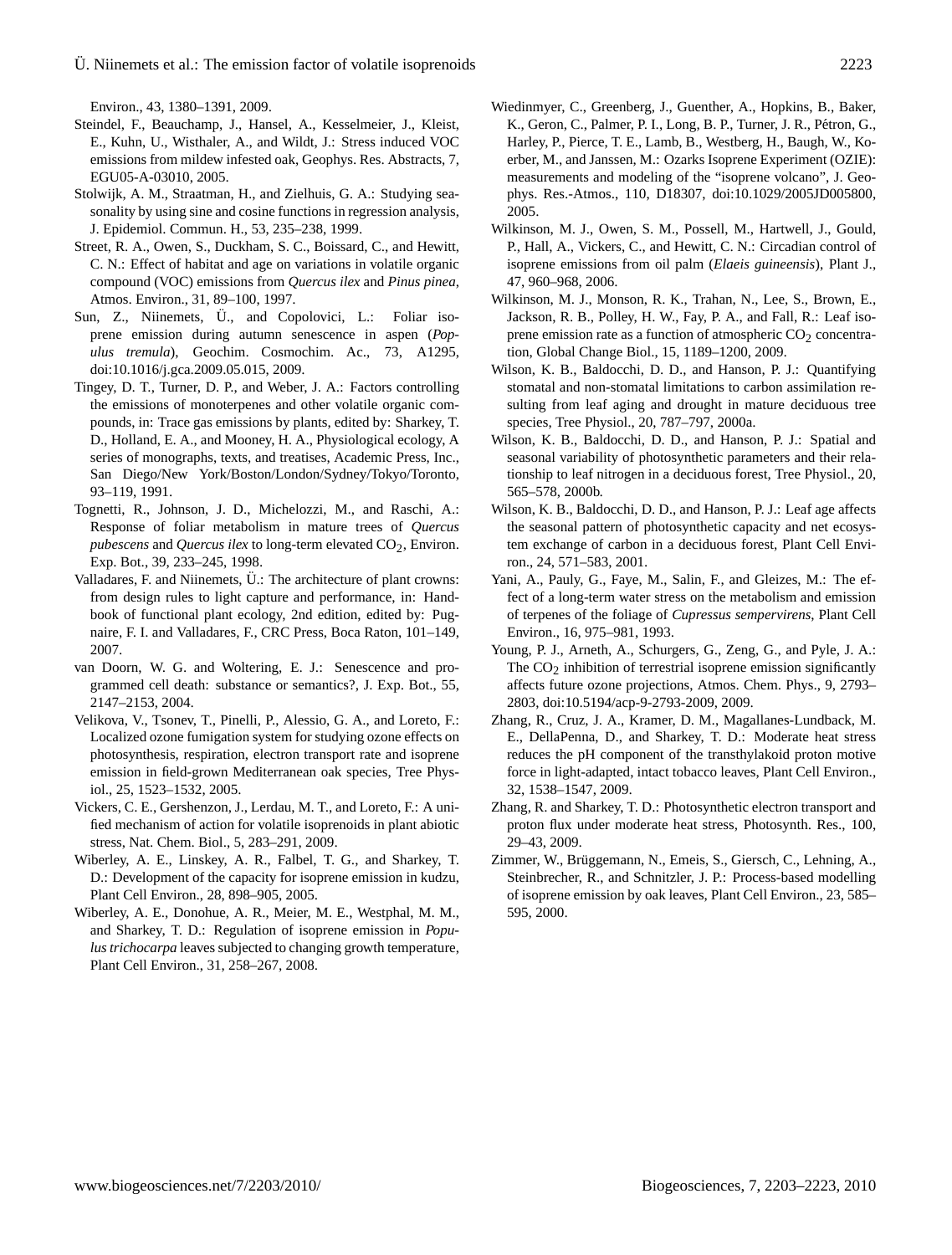Environ., 43, 1380–1391, 2009.

Steindel, F., Beauchamp, J., Hansel, A., Kesselmeier, J., Kleist, E., Kuhn, U., Wisthaler, A., and Wildt, J.: Stress induced VOC emissions from mildew infested oak, Geophys. Res. Abstracts, 7, EGU05-A-03010, 2005.

Stolwijk, A. M., Straatman, H., and Zielhuis, G. A.: Studying seasonality by using sine and cosine functions in regression analysis, J. Epidemiol. Commun. H., 53, 235–238, 1999.

Street, R. A., Owen, S., Duckham, S. C., Boissard, C., and Hewitt, C. N.: Effect of habitat and age on variations in volatile organic compound (VOC) emissions from *Quercus ilex* and *Pinus pinea*, Atmos. Environ., 31, 89–100, 1997.

Sun, Z., Niinemets, Ü., and Copolovici, L.: Foliar isoprene emission during autumn senescence in aspen (*Populus tremula*), Geochim. Cosmochim. Ac., 73, A1295, doi:10.1016/j.gca.2009.05.015, 2009.

Tingey, D. T., Turner, D. P., and Weber, J. A.: Factors controlling the emissions of monoterpenes and other volatile organic compounds, in: Trace gas emissions by plants, edited by: Sharkey, T. D., Holland, E. A., and Mooney, H. A., Physiological ecology, A series of monographs, texts, and treatises, Academic Press, Inc., San Diego/New York/Boston/London/Sydney/Tokyo/Toronto, 93–119, 1991.

Tognetti, R., Johnson, J. D., Michelozzi, M., and Raschi, A.: Response of foliar metabolism in mature trees of *Quercus pubescens* and *Quercus ilex* to long-term elevated $CO_2$, Environ. Exp. Bot., 39, 233–245, 1998.

Valladares, F. and Niinemets, Ü.: The architecture of plant crowns: from design rules to light capture and performance, in: Handbook of functional plant ecology, 2nd edition, edited by: Pugnaire, F. I. and Valladares, F., CRC Press, Boca Raton, 101–149, 2007.

van Doorn, W. G. and Woltering, E. J.: Senescence and programmed cell death: substance or semantics?, J. Exp. Bot., 55, 2147–2153, 2004.

Velikova, V., Tsonev, T., Pinelli, P., Alessio, G. A., and Loreto, F.: Localized ozone fumigation system for studying ozone effects on photosynthesis, respiration, electron transport rate and isoprene emission in field-grown Mediterranean oak species, Tree Physiol., 25, 1523–1532, 2005.

Vickers, C. E., Gershenzon, J., Lerdau, M. T., and Loreto, F.: A unified mechanism of action for volatile isoprenoids in plant abiotic stress, Nat. Chem. Biol., 5, 283–291, 2009.

Wiberley, A. E., Linskey, A. R., Falbel, T. G., and Sharkey, T. D.: Development of the capacity for isoprene emission in kudzu, Plant Cell Environ., 28, 898–905, 2005.

Wiberley, A. E., Donohue, A. R., Meier, M. E., Westphal, M. M., and Sharkey, T. D.: Regulation of isoprene emission in *Populus trichocarpa* leaves subjected to changing growth temperature, Plant Cell Environ., 31, 258–267, 2008.

Wiedinmyer, C., Greenberg, J., Guenther, A., Hopkins, B., Baker, K., Geron, C., Palmer, P. I., Long, B. P., Turner, J. R., Pétron, G., Harley, P., Pierce, T. E., Lamb, B., Westberg, H., Baugh, W., Koerber, M., and Janssen, M.: Ozarks Isoprene Experiment (OZIE): measurements and modeling of the "isoprene volcano", J. Geophys. Res.-Atmos., 110, D18307, doi:10.1029/2005JD005800, 2005.

Wilkinson, M. J., Owen, S. M., Possell, M., Hartwell, J., Gould, P., Hall, A., Vickers, C., and Hewitt, C. N.: Circadian control of isoprene emissions from oil palm (*Elaeis guineensis*), Plant J., 47, 960–968, 2006.

Wilkinson, M. J., Monson, R. K., Trahan, N., Lee, S., Brown, E., Jackson, R. B., Polley, H. W., Fay, P. A., and Fall, R.: Leaf isoprene emission rate as a function of atmospheric $CO_2$ concentration, Global Change Biol., 15, 1189–1200, 2009.

Wilson, K. B., Baldocchi, D. D., and Hanson, P. J.: Quantifying stomatal and non-stomatal limitations to carbon assimilation resulting from leaf aging and drought in mature deciduous tree species, Tree Physiol., 20, 787–797, 2000a.

Wilson, K. B., Baldocchi, D. D., and Hanson, P. J.: Spatial and seasonal variability of photosynthetic parameters and their relationship to leaf nitrogen in a deciduous forest, Tree Physiol., 20, 565–578, 2000b.

Wilson, K. B., Baldocchi, D. D., and Hanson, P. J.: Leaf age affects the seasonal pattern of photosynthetic capacity and net ecosystem exchange of carbon in a deciduous forest, Plant Cell Environ., 24, 571–583, 2001.

Yani, A., Pauly, G., Faye, M., Salin, F., and Gleizes, M.: The effect of a long-term water stress on the metabolism and emission of terpenes of the foliage of *Cupressus sempervirens*, Plant Cell Environ., 16, 975–981, 1993.

Young, P. J., Arneth, A., Schurgers, G., Zeng, G., and Pyle, J. A.: The $CO_2$ inhibition of terrestrial isoprene emission significantly affects future ozone projections, Atmos. Chem. Phys., 9, 2793–2803, doi:10.5194/acp-9-2793-2009, 2009.

Zhang, R., Cruz, J. A., Kramer, D. M., Magallanes-Lundback, M. E., DellaPenna, D., and Sharkey, T. D.: Moderate heat stress reduces the pH component of the transthylakoid proton motive force in light-adapted, intact tobacco leaves, Plant Cell Environ., 32, 1538–1547, 2009.

Zhang, R. and Sharkey, T. D.: Photosynthetic electron transport and proton flux under moderate heat stress, Photosynth. Res., 100, 29–43, 2009.

Zimmer, W., Brüggemann, N., Emeis, S., Giersch, C., Lehning, A., Steinbrecher, R., and Schnitzler, J. P.: Process-based modelling of isoprene emission by oak leaves, Plant Cell Environ., 23, 585–595, 2000.